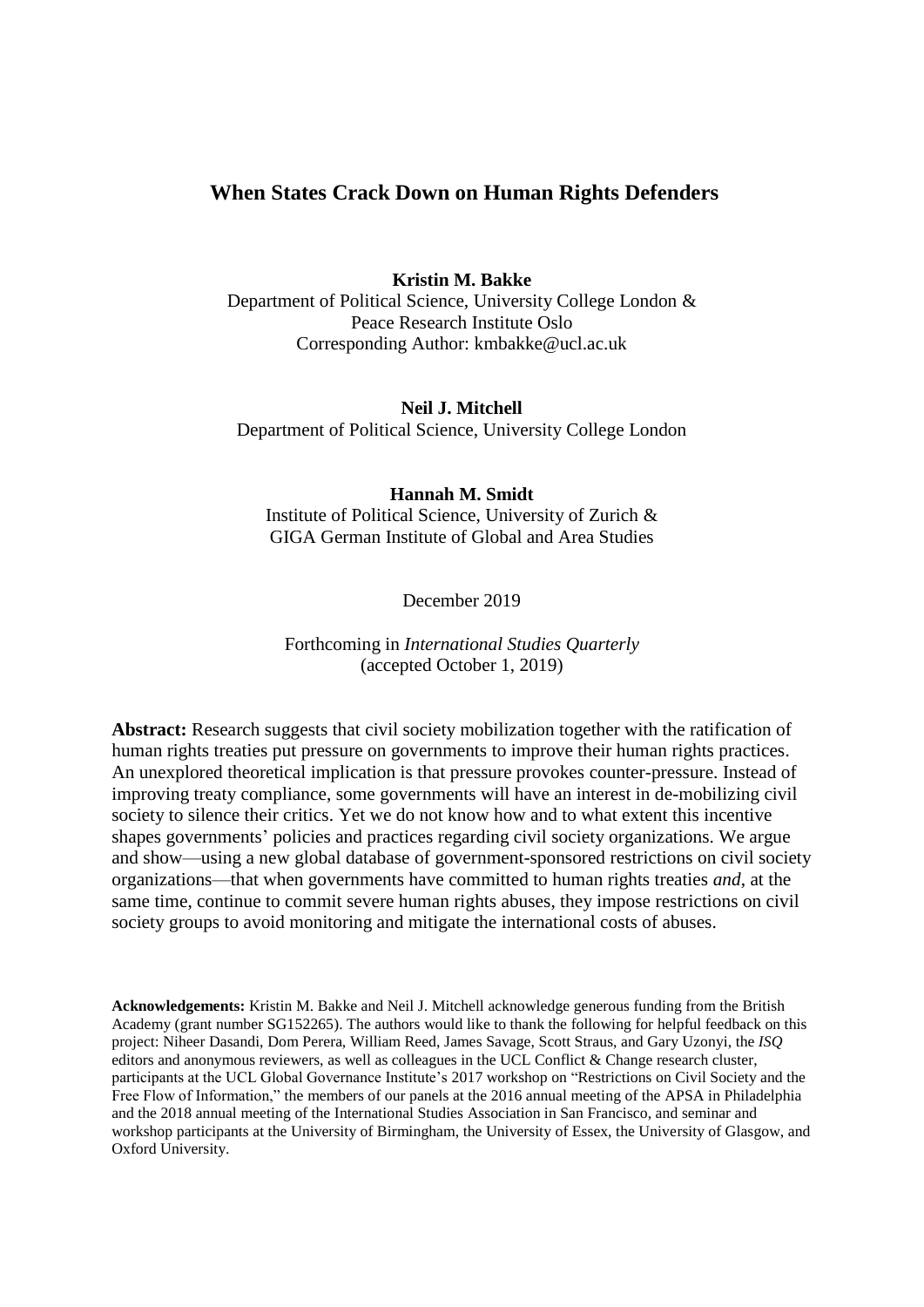# When States Crack Down on Human Rights Defenders

**Kristin M. Bakke**
Department of Political Science, University College London &
Peace Research Institute Oslo
Corresponding Author: kmbakke@ucl.ac.uk

**Neil J. Mitchell**
Department of Political Science, University College London

**Hannah M. Smidt**
Institute of Political Science, University of Zurich &
GIGA German Institute of Global and Area Studies

December 2019

Forthcoming in *International Studies Quarterly*
(accepted October 1, 2019)

**Abstract:** Research suggests that civil society mobilization together with the ratification of human rights treaties put pressure on governments to improve their human rights practices. An unexplored theoretical implication is that pressure provokes counter-pressure. Instead of improving treaty compliance, some governments will have an interest in de-mobilizing civil society to silence their critics. Yet we do not know how and to what extent this incentive shapes governments' policies and practices regarding civil society organizations. We argue and show—using a new global database of government-sponsored restrictions on civil society organizations—that when governments have committed to human rights treaties *and*, at the same time, continue to commit severe human rights abuses, they impose restrictions on civil society groups to avoid monitoring and mitigate the international costs of abuses.

**Acknowledgements:** Kristin M. Bakke and Neil J. Mitchell acknowledge generous funding from the British Academy (grant number SG152265). The authors would like to thank the following for helpful feedback on this project: Niheer Dasandi, Dom Perera, William Reed, James Savage, Scott Straus, and Gary Uzonyi, the *ISQ* editors and anonymous reviewers, as well as colleagues in the UCL Conflict & Change research cluster, participants at the UCL Global Governance Institute's 2017 workshop on "Restrictions on Civil Society and the Free Flow of Information," the members of our panels at the 2016 annual meeting of the APSA in Philadelphia and the 2018 annual meeting of the International Studies Association in San Francisco, and seminar and workshop participants at the University of Birmingham, the University of Essex, the University of Glasgow, and Oxford University.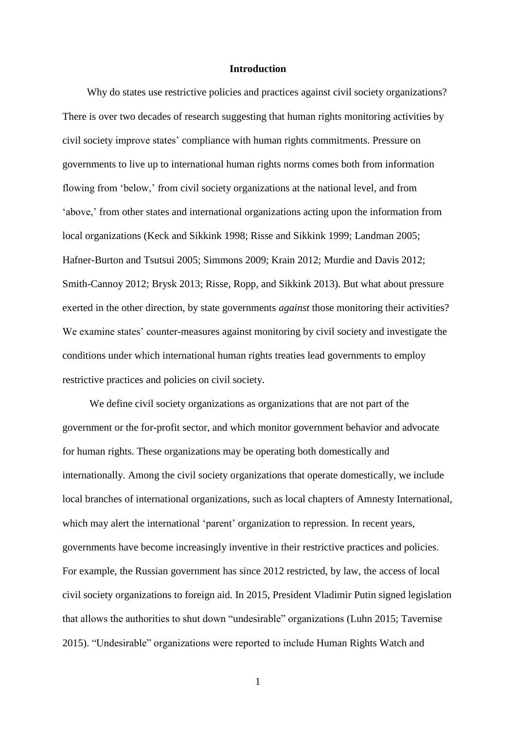## Introduction

Why do states use restrictive policies and practices against civil society organizations? There is over two decades of research suggesting that human rights monitoring activities by civil society improve states' compliance with human rights commitments. Pressure on governments to live up to international human rights norms comes both from information flowing from 'below,' from civil society organizations at the national level, and from 'above,' from other states and international organizations acting upon the information from local organizations (Keck and Sikkink 1998; Risse and Sikkink 1999; Landman 2005; Hafner-Burton and Tsutsui 2005; Simmons 2009; Krain 2012; Murdie and Davis 2012; Smith-Cannoy 2012; Brysk 2013; Risse, Ropp, and Sikkink 2013). But what about pressure exerted in the other direction, by state governments *against* those monitoring their activities? We examine states' counter-measures against monitoring by civil society and investigate the conditions under which international human rights treaties lead governments to employ restrictive practices and policies on civil society.

We define civil society organizations as organizations that are not part of the government or the for-profit sector, and which monitor government behavior and advocate for human rights. These organizations may be operating both domestically and internationally. Among the civil society organizations that operate domestically, we include local branches of international organizations, such as local chapters of Amnesty International, which may alert the international 'parent' organization to repression. In recent years, governments have become increasingly inventive in their restrictive practices and policies. For example, the Russian government has since 2012 restricted, by law, the access of local civil society organizations to foreign aid. In 2015, President Vladimir Putin signed legislation that allows the authorities to shut down "undesirable" organizations (Luhn 2015; Tavernise 2015). "Undesirable" organizations were reported to include Human Rights Watch and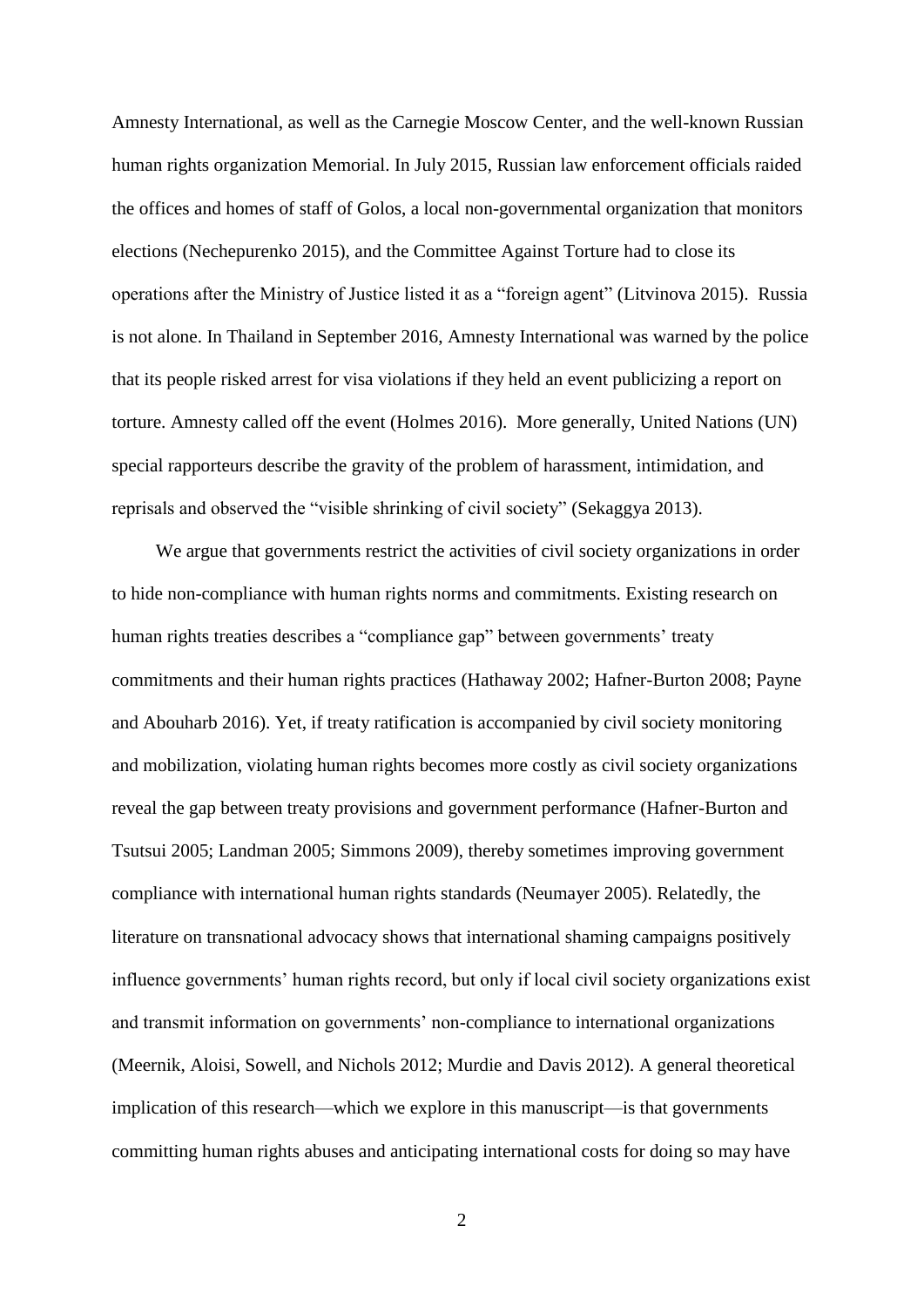Amnesty International, as well as the Carnegie Moscow Center, and the well-known Russian human rights organization Memorial. In July 2015, Russian law enforcement officials raided the offices and homes of staff of Golos, a local non-governmental organization that monitors elections (Nechepurenko 2015), and the Committee Against Torture had to close its operations after the Ministry of Justice listed it as a "foreign agent" (Litvinova 2015). Russia is not alone. In Thailand in September 2016, Amnesty International was warned by the police that its people risked arrest for visa violations if they held an event publicizing a report on torture. Amnesty called off the event (Holmes 2016). More generally, United Nations (UN) special rapporteurs describe the gravity of the problem of harassment, intimidation, and reprisals and observed the "visible shrinking of civil society" (Sekaggya 2013).

We argue that governments restrict the activities of civil society organizations in order to hide non-compliance with human rights norms and commitments. Existing research on human rights treaties describes a "compliance gap" between governments' treaty commitments and their human rights practices (Hathaway 2002; Hafner-Burton 2008; Payne and Abouharb 2016). Yet, if treaty ratification is accompanied by civil society monitoring and mobilization, violating human rights becomes more costly as civil society organizations reveal the gap between treaty provisions and government performance (Hafner-Burton and Tsutsui 2005; Landman 2005; Simmons 2009), thereby sometimes improving government compliance with international human rights standards (Neumayer 2005). Relatedly, the literature on transnational advocacy shows that international shaming campaigns positively influence governments' human rights record, but only if local civil society organizations exist and transmit information on governments' non-compliance to international organizations (Meernik, Aloisi, Sowell, and Nichols 2012; Murdie and Davis 2012). A general theoretical implication of this research—which we explore in this manuscript—is that governments committing human rights abuses and anticipating international costs for doing so may have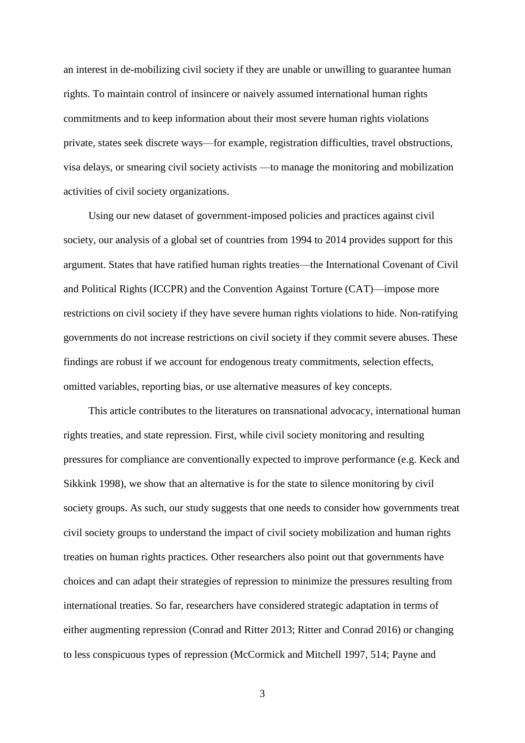an interest in de-mobilizing civil society if they are unable or unwilling to guarantee human rights. To maintain control of insincere or naively assumed international human rights commitments and to keep information about their most severe human rights violations private, states seek discrete ways—for example, registration difficulties, travel obstructions, visa delays, or smearing civil society activists —to manage the monitoring and mobilization activities of civil society organizations.

Using our new dataset of government-imposed policies and practices against civil society, our analysis of a global set of countries from 1994 to 2014 provides support for this argument. States that have ratified human rights treaties—the International Covenant of Civil and Political Rights (ICCPR) and the Convention Against Torture (CAT)—impose more restrictions on civil society if they have severe human rights violations to hide. Non-ratifying governments do not increase restrictions on civil society if they commit severe abuses. These findings are robust if we account for endogenous treaty commitments, selection effects, omitted variables, reporting bias, or use alternative measures of key concepts.

This article contributes to the literatures on transnational advocacy, international human rights treaties, and state repression. First, while civil society monitoring and resulting pressures for compliance are conventionally expected to improve performance (e.g. Keck and Sikkink 1998), we show that an alternative is for the state to silence monitoring by civil society groups. As such, our study suggests that one needs to consider how governments treat civil society groups to understand the impact of civil society mobilization and human rights treaties on human rights practices. Other researchers also point out that governments have choices and can adapt their strategies of repression to minimize the pressures resulting from international treaties. So far, researchers have considered strategic adaptation in terms of either augmenting repression (Conrad and Ritter 2013; Ritter and Conrad 2016) or changing to less conspicuous types of repression (McCormick and Mitchell 1997, 514; Payne and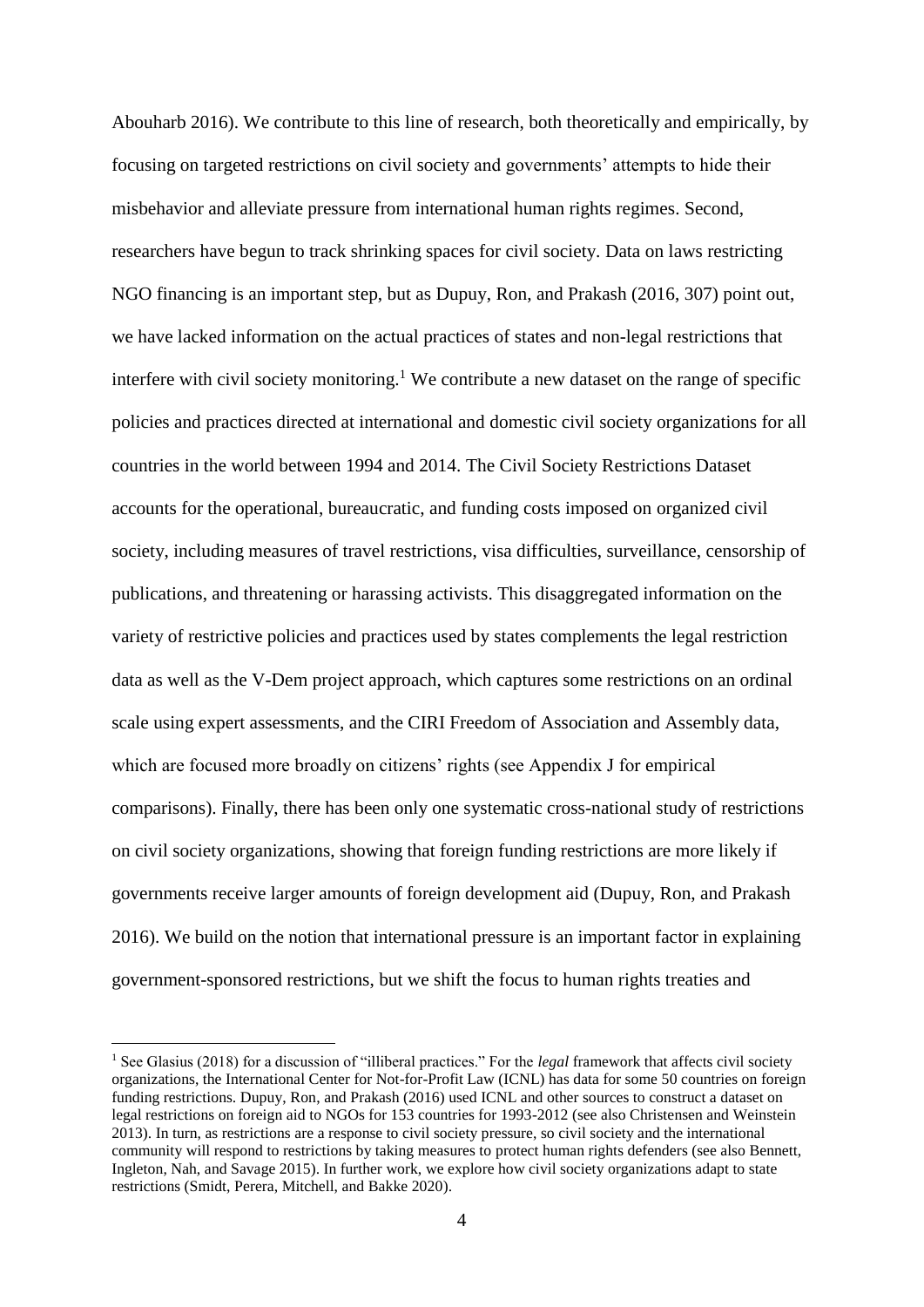Abouharb 2016). We contribute to this line of research, both theoretically and empirically, by focusing on targeted restrictions on civil society and governments' attempts to hide their misbehavior and alleviate pressure from international human rights regimes. Second, researchers have begun to track shrinking spaces for civil society. Data on laws restricting NGO financing is an important step, but as Dupuy, Ron, and Prakash (2016, 307) point out, we have lacked information on the actual practices of states and non-legal restrictions that interfere with civil society monitoring.[1] We contribute a new dataset on the range of specific policies and practices directed at international and domestic civil society organizations for all countries in the world between 1994 and 2014. The Civil Society Restrictions Dataset accounts for the operational, bureaucratic, and funding costs imposed on organized civil society, including measures of travel restrictions, visa difficulties, surveillance, censorship of publications, and threatening or harassing activists. This disaggregated information on the variety of restrictive policies and practices used by states complements the legal restriction data as well as the V-Dem project approach, which captures some restrictions on an ordinal scale using expert assessments, and the CIRI Freedom of Association and Assembly data, which are focused more broadly on citizens' rights (see Appendix J for empirical comparisons). Finally, there has been only one systematic cross-national study of restrictions on civil society organizations, showing that foreign funding restrictions are more likely if governments receive larger amounts of foreign development aid (Dupuy, Ron, and Prakash 2016). We build on the notion that international pressure is an important factor in explaining government-sponsored restrictions, but we shift the focus to human rights treaties and

[1] See Glasius (2018) for a discussion of "illiberal practices." For the *legal* framework that affects civil society organizations, the International Center for Not-for-Profit Law (ICNL) has data for some 50 countries on foreign funding restrictions. Dupuy, Ron, and Prakash (2016) used ICNL and other sources to construct a dataset on legal restrictions on foreign aid to NGOs for 153 countries for 1993-2012 (see also Christensen and Weinstein 2013). In turn, as restrictions are a response to civil society pressure, so civil society and the international community will respond to restrictions by taking measures to protect human rights defenders (see also Bennett, Ingleton, Nah, and Savage 2015). In further work, we explore how civil society organizations adapt to state restrictions (Smidt, Perera, Mitchell, and Bakke 2020).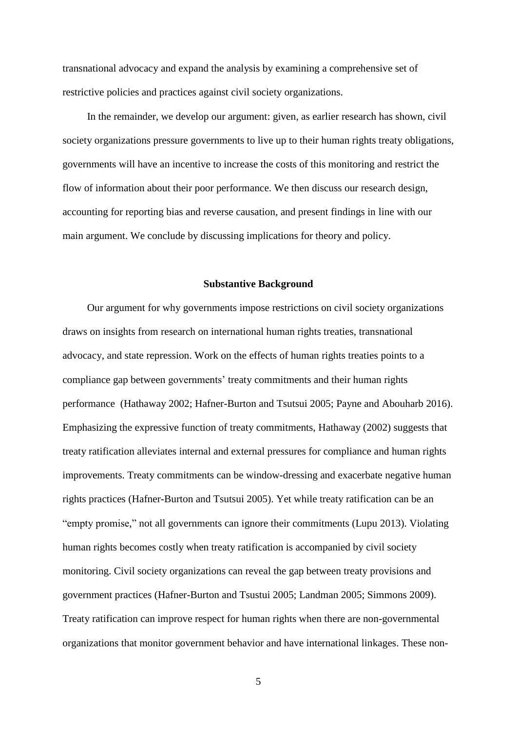transnational advocacy and expand the analysis by examining a comprehensive set of restrictive policies and practices against civil society organizations.

In the remainder, we develop our argument: given, as earlier research has shown, civil society organizations pressure governments to live up to their human rights treaty obligations, governments will have an incentive to increase the costs of this monitoring and restrict the flow of information about their poor performance. We then discuss our research design, accounting for reporting bias and reverse causation, and present findings in line with our main argument. We conclude by discussing implications for theory and policy.

## Substantive Background

Our argument for why governments impose restrictions on civil society organizations draws on insights from research on international human rights treaties, transnational advocacy, and state repression. Work on the effects of human rights treaties points to a compliance gap between governments' treaty commitments and their human rights performance (Hathaway 2002; Hafner-Burton and Tsutsui 2005; Payne and Abouharb 2016). Emphasizing the expressive function of treaty commitments, Hathaway (2002) suggests that treaty ratification alleviates internal and external pressures for compliance and human rights improvements. Treaty commitments can be window-dressing and exacerbate negative human rights practices (Hafner-Burton and Tsutsui 2005). Yet while treaty ratification can be an "empty promise," not all governments can ignore their commitments (Lupu 2013). Violating human rights becomes costly when treaty ratification is accompanied by civil society monitoring. Civil society organizations can reveal the gap between treaty provisions and government practices (Hafner-Burton and Tsustui 2005; Landman 2005; Simmons 2009). Treaty ratification can improve respect for human rights when there are non-governmental organizations that monitor government behavior and have international linkages. These non-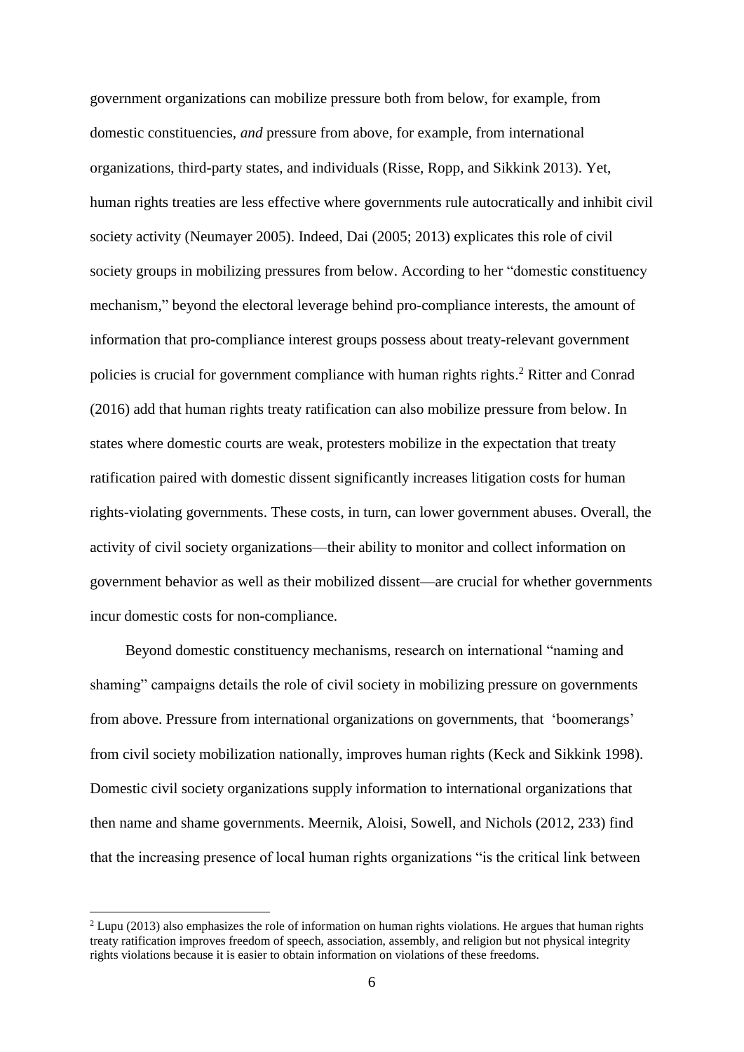government organizations can mobilize pressure both from below, for example, from domestic constituencies, *and* pressure from above, for example, from international organizations, third-party states, and individuals (Risse, Ropp, and Sikkink 2013). Yet, human rights treaties are less effective where governments rule autocratically and inhibit civil society activity (Neumayer 2005). Indeed, Dai (2005; 2013) explicates this role of civil society groups in mobilizing pressures from below. According to her "domestic constituency mechanism," beyond the electoral leverage behind pro-compliance interests, the amount of information that pro-compliance interest groups possess about treaty-relevant government policies is crucial for government compliance with human rights rights.[2] Ritter and Conrad (2016) add that human rights treaty ratification can also mobilize pressure from below. In states where domestic courts are weak, protesters mobilize in the expectation that treaty ratification paired with domestic dissent significantly increases litigation costs for human rights-violating governments. These costs, in turn, can lower government abuses. Overall, the activity of civil society organizations—their ability to monitor and collect information on government behavior as well as their mobilized dissent—are crucial for whether governments incur domestic costs for non-compliance.

Beyond domestic constituency mechanisms, research on international "naming and shaming" campaigns details the role of civil society in mobilizing pressure on governments from above. Pressure from international organizations on governments, that 'boomerangs' from civil society mobilization nationally, improves human rights (Keck and Sikkink 1998). Domestic civil society organizations supply information to international organizations that then name and shame governments. Meernik, Aloisi, Sowell, and Nichols (2012, 233) find that the increasing presence of local human rights organizations "is the critical link between

[2] Lupu (2013) also emphasizes the role of information on human rights violations. He argues that human rights treaty ratification improves freedom of speech, association, assembly, and religion but not physical integrity rights violations because it is easier to obtain information on violations of these freedoms.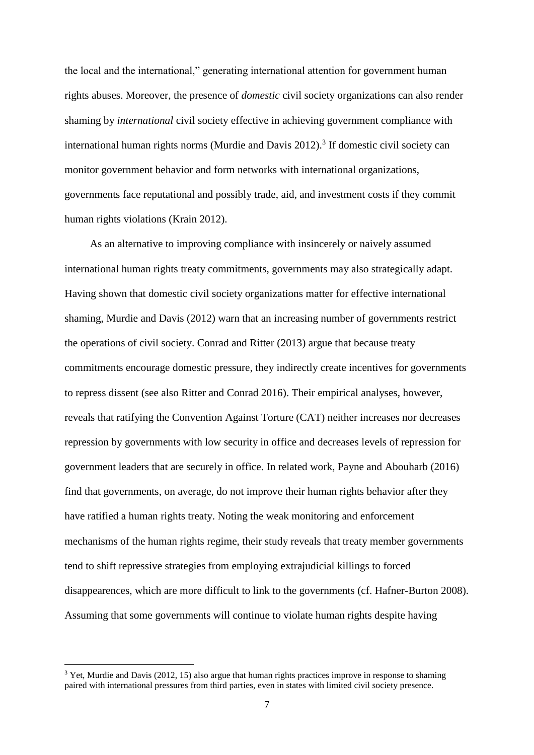the local and the international," generating international attention for government human rights abuses. Moreover, the presence of *domestic* civil society organizations can also render shaming by *international* civil society effective in achieving government compliance with international human rights norms (Murdie and Davis 2012).[3] If domestic civil society can monitor government behavior and form networks with international organizations, governments face reputational and possibly trade, aid, and investment costs if they commit human rights violations (Krain 2012).

As an alternative to improving compliance with insincerely or naively assumed international human rights treaty commitments, governments may also strategically adapt. Having shown that domestic civil society organizations matter for effective international shaming, Murdie and Davis (2012) warn that an increasing number of governments restrict the operations of civil society. Conrad and Ritter (2013) argue that because treaty commitments encourage domestic pressure, they indirectly create incentives for governments to repress dissent (see also Ritter and Conrad 2016). Their empirical analyses, however, reveals that ratifying the Convention Against Torture (CAT) neither increases nor decreases repression by governments with low security in office and decreases levels of repression for government leaders that are securely in office. In related work, Payne and Abouharb (2016) find that governments, on average, do not improve their human rights behavior after they have ratified a human rights treaty. Noting the weak monitoring and enforcement mechanisms of the human rights regime, their study reveals that treaty member governments tend to shift repressive strategies from employing extrajudicial killings to forced disappearences, which are more difficult to link to the governments (cf. Hafner-Burton 2008). Assuming that some governments will continue to violate human rights despite having

[3] Yet, Murdie and Davis (2012, 15) also argue that human rights practices improve in response to shaming paired with international pressures from third parties, even in states with limited civil society presence.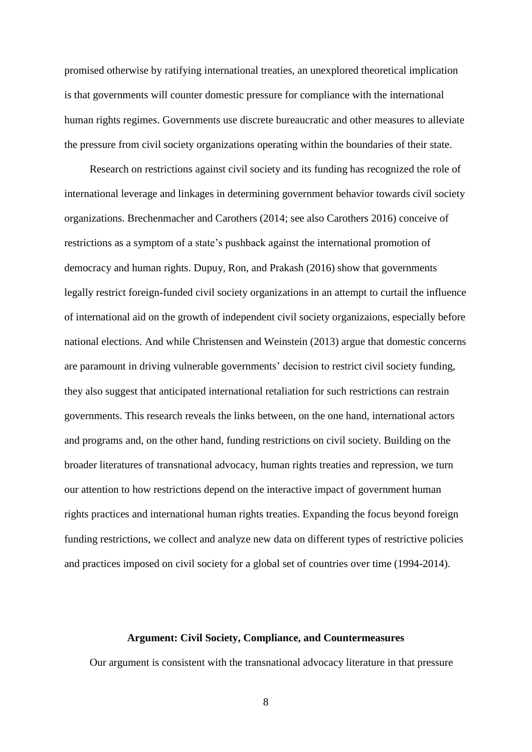promised otherwise by ratifying international treaties, an unexplored theoretical implication is that governments will counter domestic pressure for compliance with the international human rights regimes. Governments use discrete bureaucratic and other measures to alleviate the pressure from civil society organizations operating within the boundaries of their state.

Research on restrictions against civil society and its funding has recognized the role of international leverage and linkages in determining government behavior towards civil society organizations. Brechenmacher and Carothers (2014; see also Carothers 2016) conceive of restrictions as a symptom of a state's pushback against the international promotion of democracy and human rights. Dupuy, Ron, and Prakash (2016) show that governments legally restrict foreign-funded civil society organizations in an attempt to curtail the influence of international aid on the growth of independent civil society organizaions, especially before national elections. And while Christensen and Weinstein (2013) argue that domestic concerns are paramount in driving vulnerable governments' decision to restrict civil society funding, they also suggest that anticipated international retaliation for such restrictions can restrain governments. This research reveals the links between, on the one hand, international actors and programs and, on the other hand, funding restrictions on civil society. Building on the broader literatures of transnational advocacy, human rights treaties and repression, we turn our attention to how restrictions depend on the interactive impact of government human rights practices and international human rights treaties. Expanding the focus beyond foreign funding restrictions, we collect and analyze new data on different types of restrictive policies and practices imposed on civil society for a global set of countries over time (1994-2014).

## Argument: Civil Society, Compliance, and Countermeasures

Our argument is consistent with the transnational advocacy literature in that pressure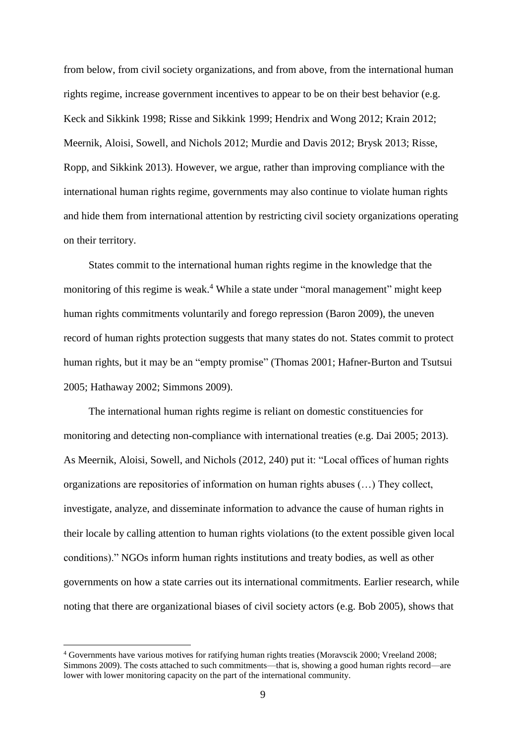from below, from civil society organizations, and from above, from the international human rights regime, increase government incentives to appear to be on their best behavior (e.g. Keck and Sikkink 1998; Risse and Sikkink 1999; Hendrix and Wong 2012; Krain 2012; Meernik, Aloisi, Sowell, and Nichols 2012; Murdie and Davis 2012; Brysk 2013; Risse, Ropp, and Sikkink 2013). However, we argue, rather than improving compliance with the international human rights regime, governments may also continue to violate human rights and hide them from international attention by restricting civil society organizations operating on their territory.

States commit to the international human rights regime in the knowledge that the monitoring of this regime is weak.[4] While a state under "moral management" might keep human rights commitments voluntarily and forego repression (Baron 2009), the uneven record of human rights protection suggests that many states do not. States commit to protect human rights, but it may be an "empty promise" (Thomas 2001; Hafner-Burton and Tsutsui 2005; Hathaway 2002; Simmons 2009).

The international human rights regime is reliant on domestic constituencies for monitoring and detecting non-compliance with international treaties (e.g. Dai 2005; 2013). As Meernik, Aloisi, Sowell, and Nichols (2012, 240) put it: "Local offices of human rights organizations are repositories of information on human rights abuses (…) They collect, investigate, analyze, and disseminate information to advance the cause of human rights in their locale by calling attention to human rights violations (to the extent possible given local conditions)." NGOs inform human rights institutions and treaty bodies, as well as other governments on how a state carries out its international commitments. Earlier research, while noting that there are organizational biases of civil society actors (e.g. Bob 2005), shows that

[4] Governments have various motives for ratifying human rights treaties (Moravscik 2000; Vreeland 2008; Simmons 2009). The costs attached to such commitments—that is, showing a good human rights record—are lower with lower monitoring capacity on the part of the international community.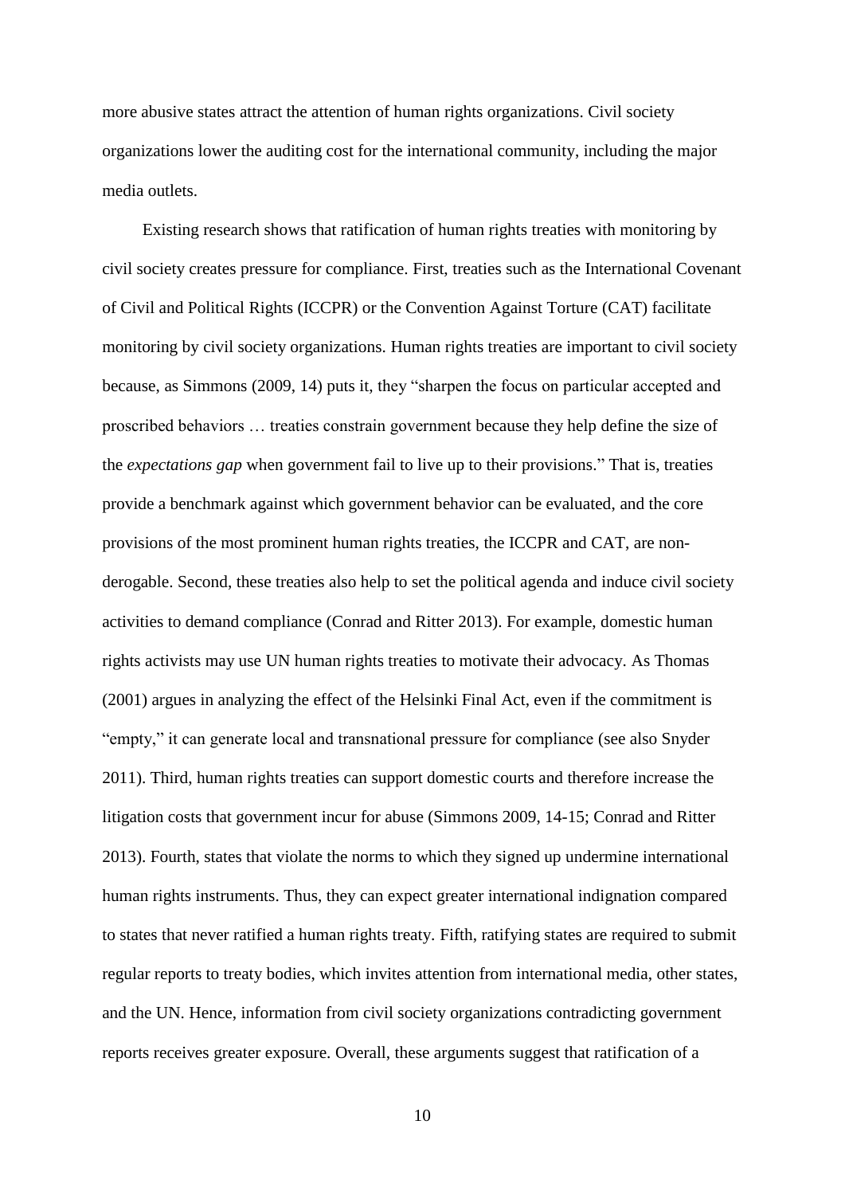more abusive states attract the attention of human rights organizations. Civil society organizations lower the auditing cost for the international community, including the major media outlets.

Existing research shows that ratification of human rights treaties with monitoring by civil society creates pressure for compliance. First, treaties such as the International Covenant of Civil and Political Rights (ICCPR) or the Convention Against Torture (CAT) facilitate monitoring by civil society organizations. Human rights treaties are important to civil society because, as Simmons (2009, 14) puts it, they "sharpen the focus on particular accepted and proscribed behaviors … treaties constrain government because they help define the size of the *expectations gap* when government fail to live up to their provisions." That is, treaties provide a benchmark against which government behavior can be evaluated, and the core provisions of the most prominent human rights treaties, the ICCPR and CAT, are non-derogable. Second, these treaties also help to set the political agenda and induce civil society activities to demand compliance (Conrad and Ritter 2013). For example, domestic human rights activists may use UN human rights treaties to motivate their advocacy. As Thomas (2001) argues in analyzing the effect of the Helsinki Final Act, even if the commitment is "empty," it can generate local and transnational pressure for compliance (see also Snyder 2011). Third, human rights treaties can support domestic courts and therefore increase the litigation costs that government incur for abuse (Simmons 2009, 14-15; Conrad and Ritter 2013). Fourth, states that violate the norms to which they signed up undermine international human rights instruments. Thus, they can expect greater international indignation compared to states that never ratified a human rights treaty. Fifth, ratifying states are required to submit regular reports to treaty bodies, which invites attention from international media, other states, and the UN. Hence, information from civil society organizations contradicting government reports receives greater exposure. Overall, these arguments suggest that ratification of a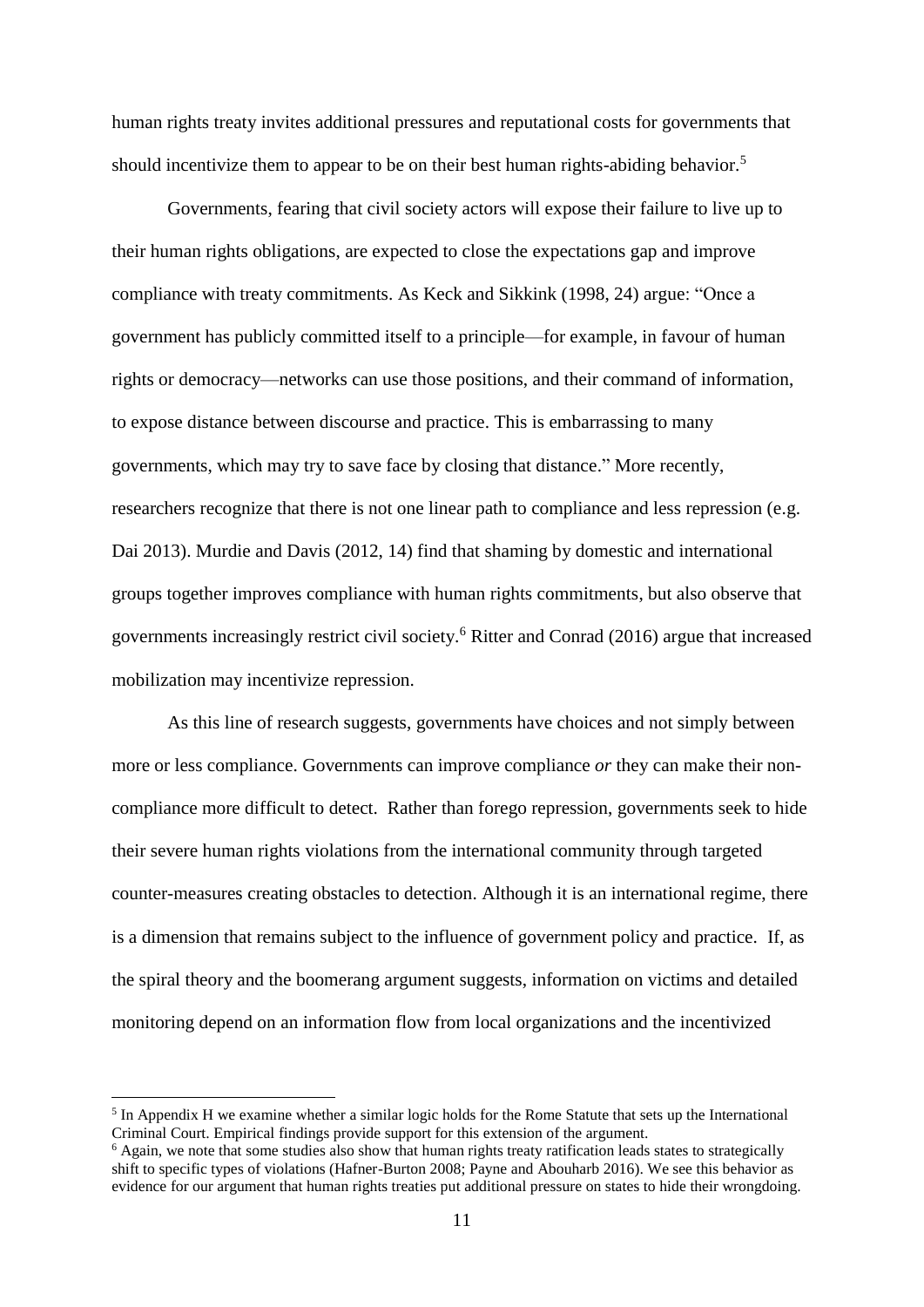human rights treaty invites additional pressures and reputational costs for governments that should incentivize them to appear to be on their best human rights-abiding behavior.[5]

Governments, fearing that civil society actors will expose their failure to live up to their human rights obligations, are expected to close the expectations gap and improve compliance with treaty commitments. As Keck and Sikkink (1998, 24) argue: "Once a government has publicly committed itself to a principle—for example, in favour of human rights or democracy—networks can use those positions, and their command of information, to expose distance between discourse and practice. This is embarrassing to many governments, which may try to save face by closing that distance." More recently, researchers recognize that there is not one linear path to compliance and less repression (e.g. Dai 2013). Murdie and Davis (2012, 14) find that shaming by domestic and international groups together improves compliance with human rights commitments, but also observe that governments increasingly restrict civil society.[6] Ritter and Conrad (2016) argue that increased mobilization may incentivize repression.

As this line of research suggests, governments have choices and not simply between more or less compliance. Governments can improve compliance *or* they can make their non-compliance more difficult to detect. Rather than forego repression, governments seek to hide their severe human rights violations from the international community through targeted counter-measures creating obstacles to detection. Although it is an international regime, there is a dimension that remains subject to the influence of government policy and practice. If, as the spiral theory and the boomerang argument suggests, information on victims and detailed monitoring depend on an information flow from local organizations and the incentivized

---

[5] In Appendix H we examine whether a similar logic holds for the Rome Statute that sets up the International Criminal Court. Empirical findings provide support for this extension of the argument.

[6] Again, we note that some studies also show that human rights treaty ratification leads states to strategically shift to specific types of violations (Hafner-Burton 2008; Payne and Abouharb 2016). We see this behavior as evidence for our argument that human rights treaties put additional pressure on states to hide their wrongdoing.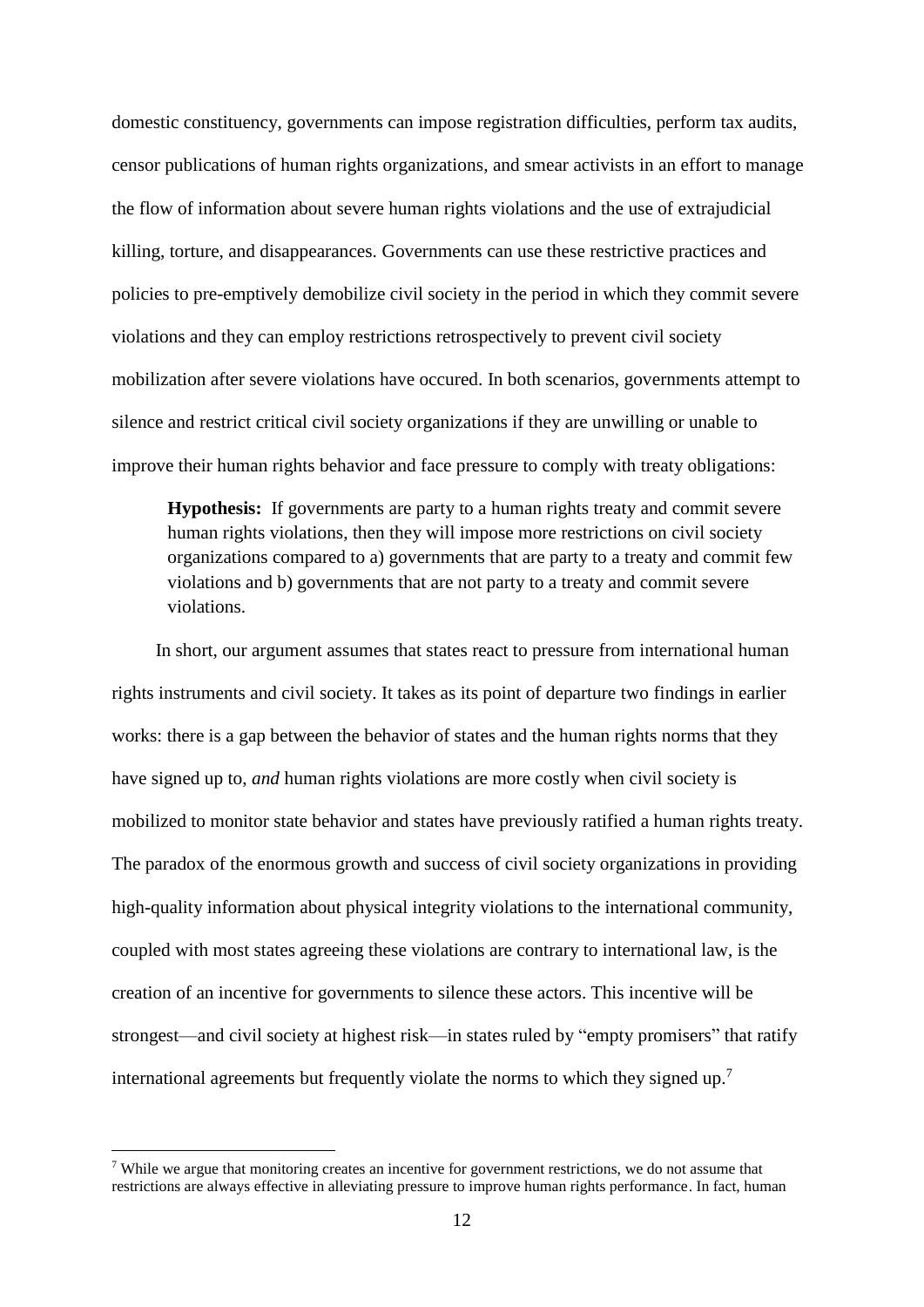domestic constituency, governments can impose registration difficulties, perform tax audits, censor publications of human rights organizations, and smear activists in an effort to manage the flow of information about severe human rights violations and the use of extrajudicial killing, torture, and disappearances. Governments can use these restrictive practices and policies to pre-emptively demobilize civil society in the period in which they commit severe violations and they can employ restrictions retrospectively to prevent civil society mobilization after severe violations have occured. In both scenarios, governments attempt to silence and restrict critical civil society organizations if they are unwilling or unable to improve their human rights behavior and face pressure to comply with treaty obligations:

> **Hypothesis:** If governments are party to a human rights treaty and commit severe human rights violations, then they will impose more restrictions on civil society organizations compared to a) governments that are party to a treaty and commit few violations and b) governments that are not party to a treaty and commit severe violations.

In short, our argument assumes that states react to pressure from international human rights instruments and civil society. It takes as its point of departure two findings in earlier works: there is a gap between the behavior of states and the human rights norms that they have signed up to, *and* human rights violations are more costly when civil society is mobilized to monitor state behavior and states have previously ratified a human rights treaty. The paradox of the enormous growth and success of civil society organizations in providing high-quality information about physical integrity violations to the international community, coupled with most states agreeing these violations are contrary to international law, is the creation of an incentive for governments to silence these actors. This incentive will be strongest—and civil society at highest risk—in states ruled by "empty promisers" that ratify international agreements but frequently violate the norms to which they signed up.[7]

[7] While we argue that monitoring creates an incentive for government restrictions, we do not assume that restrictions are always effective in alleviating pressure to improve human rights performance. In fact, human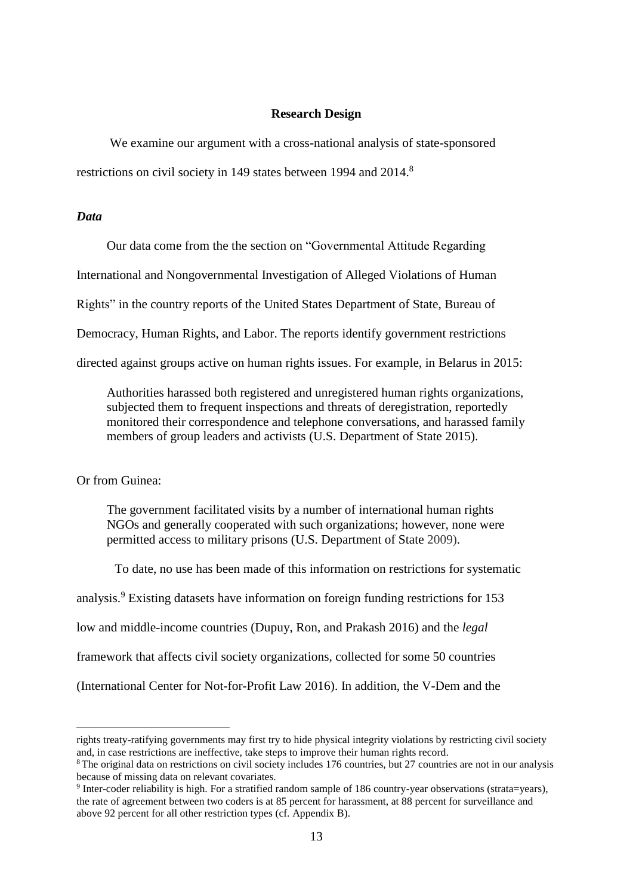## Research Design

We examine our argument with a cross-national analysis of state-sponsored restrictions on civil society in 149 states between 1994 and 2014.[8]

### *Data*

Our data come from the the section on "Governmental Attitude Regarding International and Nongovernmental Investigation of Alleged Violations of Human Rights" in the country reports of the United States Department of State, Bureau of Democracy, Human Rights, and Labor. The reports identify government restrictions directed against groups active on human rights issues. For example, in Belarus in 2015:

> Authorities harassed both registered and unregistered human rights organizations, subjected them to frequent inspections and threats of deregistration, reportedly monitored their correspondence and telephone conversations, and harassed family members of group leaders and activists (U.S. Department of State 2015).

Or from Guinea:

> The government facilitated visits by a number of international human rights NGOs and generally cooperated with such organizations; however, none were permitted access to military prisons (U.S. Department of State 2009).

To date, no use has been made of this information on restrictions for systematic analysis.[9] Existing datasets have information on foreign funding restrictions for 153 low and middle-income countries (Dupuy, Ron, and Prakash 2016) and the *legal* framework that affects civil society organizations, collected for some 50 countries (International Center for Not-for-Profit Law 2016). In addition, the V-Dem and the

---

rights treaty-ratifying governments may first try to hide physical integrity violations by restricting civil society and, in case restrictions are ineffective, take steps to improve their human rights record.

[8] The original data on restrictions on civil society includes 176 countries, but 27 countries are not in our analysis because of missing data on relevant covariates.

[9] Inter-coder reliability is high. For a stratified random sample of 186 country-year observations (strata=years), the rate of agreement between two coders is at 85 percent for harassment, at 88 percent for surveillance and above 92 percent for all other restriction types (cf. Appendix B).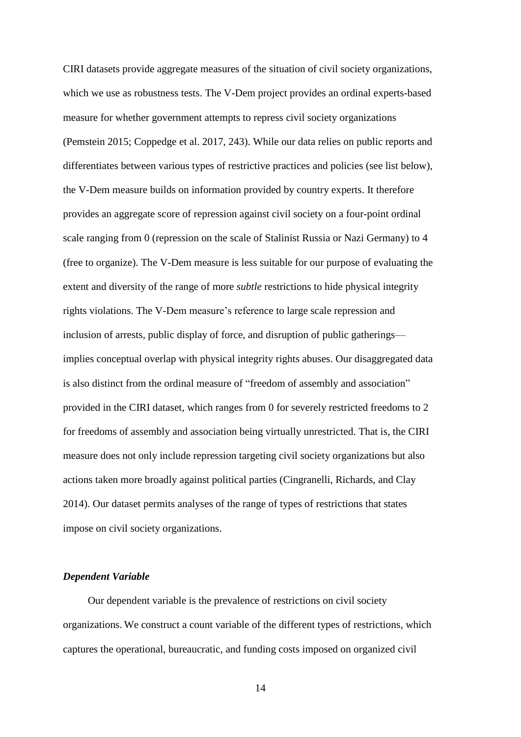CIRI datasets provide aggregate measures of the situation of civil society organizations, which we use as robustness tests. The V-Dem project provides an ordinal experts-based measure for whether government attempts to repress civil society organizations (Pemstein 2015; Coppedge et al. 2017, 243). While our data relies on public reports and differentiates between various types of restrictive practices and policies (see list below), the V-Dem measure builds on information provided by country experts. It therefore provides an aggregate score of repression against civil society on a four-point ordinal scale ranging from 0 (repression on the scale of Stalinist Russia or Nazi Germany) to 4 (free to organize). The V-Dem measure is less suitable for our purpose of evaluating the extent and diversity of the range of more *subtle* restrictions to hide physical integrity rights violations. The V-Dem measure's reference to large scale repression and inclusion of arrests, public display of force, and disruption of public gatherings—implies conceptual overlap with physical integrity rights abuses. Our disaggregated data is also distinct from the ordinal measure of "freedom of assembly and association" provided in the CIRI dataset, which ranges from 0 for severely restricted freedoms to 2 for freedoms of assembly and association being virtually unrestricted. That is, the CIRI measure does not only include repression targeting civil society organizations but also actions taken more broadly against political parties (Cingranelli, Richards, and Clay 2014). Our dataset permits analyses of the range of types of restrictions that states impose on civil society organizations.

### *Dependent Variable*

Our dependent variable is the prevalence of restrictions on civil society organizations. We construct a count variable of the different types of restrictions, which captures the operational, bureaucratic, and funding costs imposed on organized civil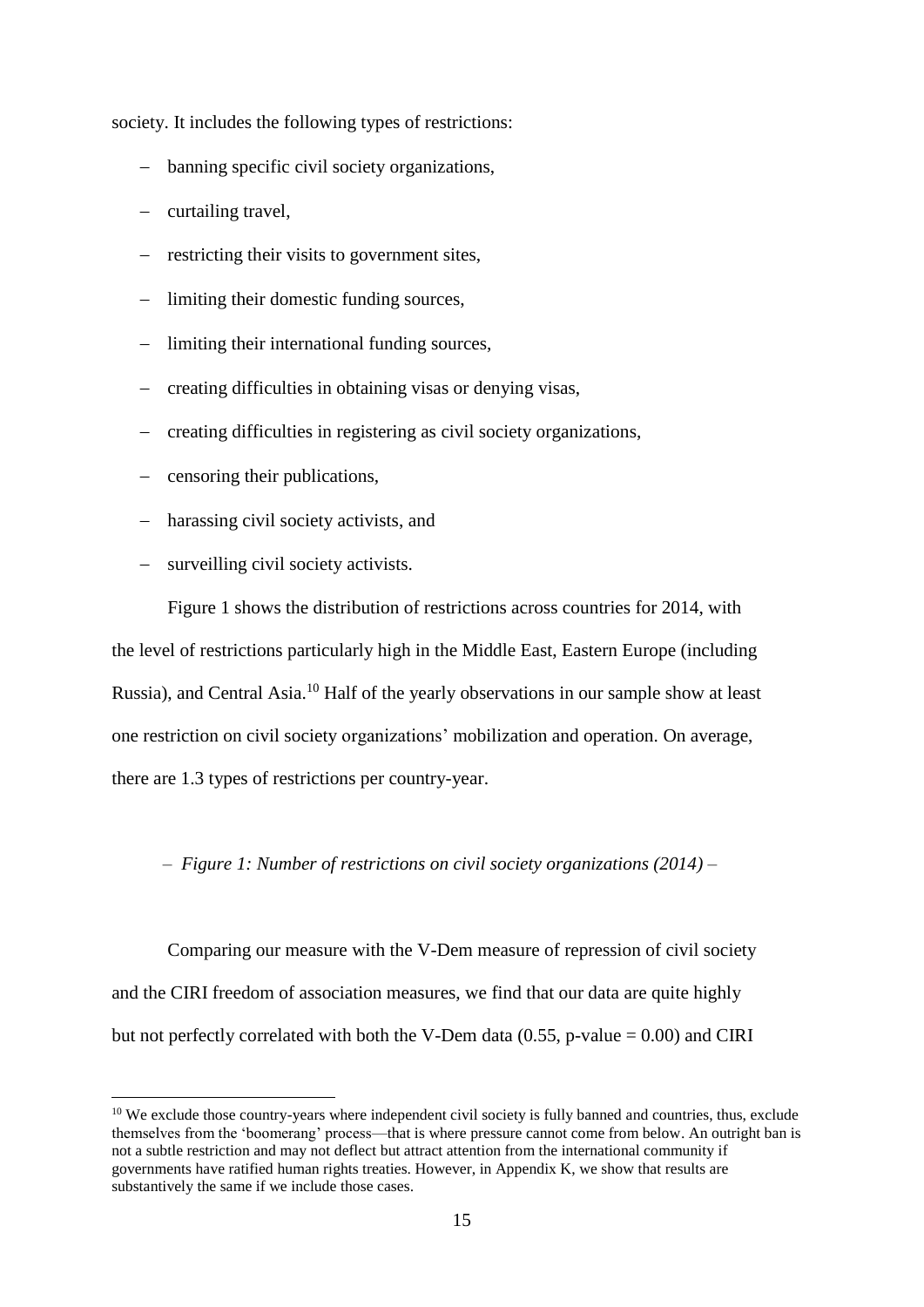society. It includes the following types of restrictions:

- banning specific civil society organizations,
- curtailing travel,
- restricting their visits to government sites,
- limiting their domestic funding sources,
- limiting their international funding sources,
- creating difficulties in obtaining visas or denying visas,
- creating difficulties in registering as civil society organizations,
- censoring their publications,
- harassing civil society activists, and
- surveilling civil society activists.

Figure 1 shows the distribution of restrictions across countries for 2014, with the level of restrictions particularly high in the Middle East, Eastern Europe (including Russia), and Central Asia.[10] Half of the yearly observations in our sample show at least one restriction on civil society organizations' mobilization and operation. On average, there are 1.3 types of restrictions per country-year.

– *Figure 1: Number of restrictions on civil society organizations (2014)* –

Comparing our measure with the V-Dem measure of repression of civil society and the CIRI freedom of association measures, we find that our data are quite highly but not perfectly correlated with both the V-Dem data (0.55, p-value = 0.00) and CIRI

[10] We exclude those country-years where independent civil society is fully banned and countries, thus, exclude themselves from the 'boomerang' process—that is where pressure cannot come from below. An outright ban is not a subtle restriction and may not deflect but attract attention from the international community if governments have ratified human rights treaties. However, in Appendix K, we show that results are substantively the same if we include those cases.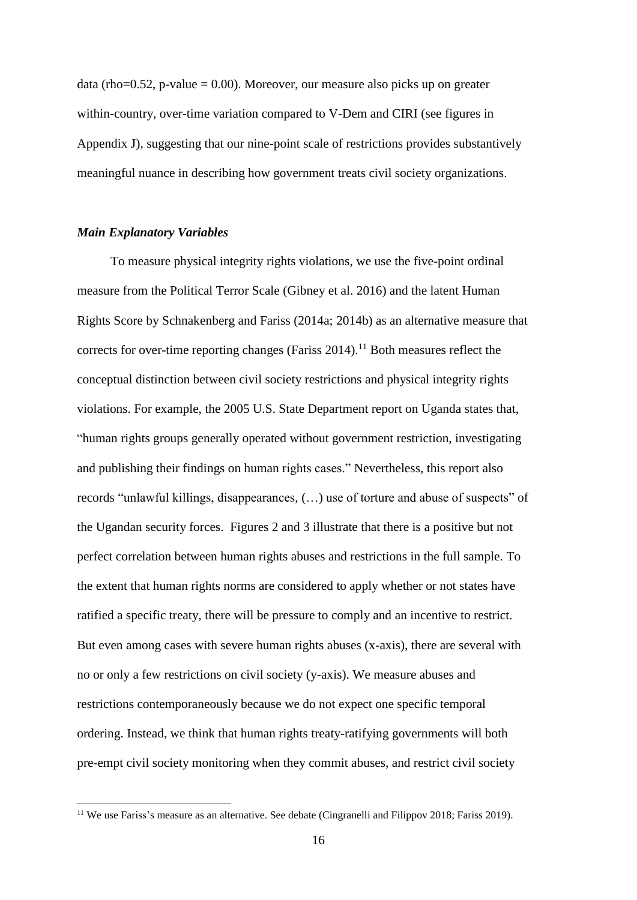data (rho=0.52, p-value = 0.00). Moreover, our measure also picks up on greater within-country, over-time variation compared to V-Dem and CIRI (see figures in Appendix J), suggesting that our nine-point scale of restrictions provides substantively meaningful nuance in describing how government treats civil society organizations.

### *Main Explanatory Variables*

To measure physical integrity rights violations, we use the five-point ordinal measure from the Political Terror Scale (Gibney et al. 2016) and the latent Human Rights Score by Schnakenberg and Fariss (2014a; 2014b) as an alternative measure that corrects for over-time reporting changes (Fariss 2014).[11] Both measures reflect the conceptual distinction between civil society restrictions and physical integrity rights violations. For example, the 2005 U.S. State Department report on Uganda states that, "human rights groups generally operated without government restriction, investigating and publishing their findings on human rights cases." Nevertheless, this report also records "unlawful killings, disappearances, (…) use of torture and abuse of suspects" of the Ugandan security forces. Figures 2 and 3 illustrate that there is a positive but not perfect correlation between human rights abuses and restrictions in the full sample. To the extent that human rights norms are considered to apply whether or not states have ratified a specific treaty, there will be pressure to comply and an incentive to restrict. But even among cases with severe human rights abuses (x-axis), there are several with no or only a few restrictions on civil society (y-axis). We measure abuses and restrictions contemporaneously because we do not expect one specific temporal ordering. Instead, we think that human rights treaty-ratifying governments will both pre-empt civil society monitoring when they commit abuses, and restrict civil society

[11] We use Fariss's measure as an alternative. See debate (Cingranelli and Filippov 2018; Fariss 2019).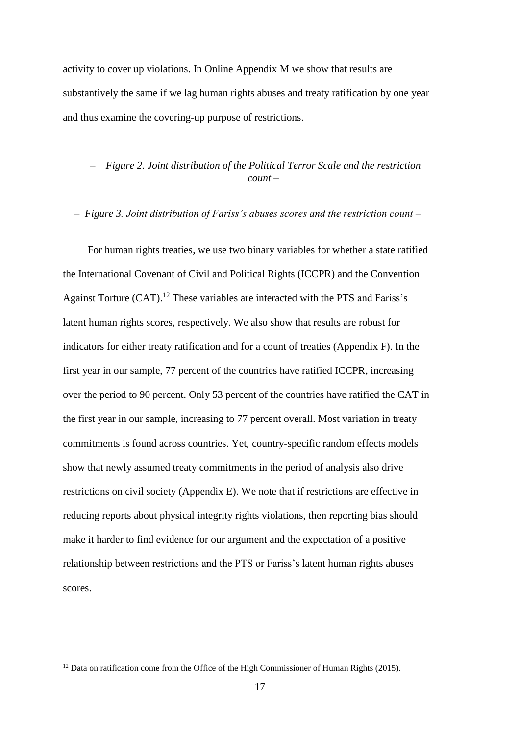activity to cover up violations. In Online Appendix M we show that results are substantively the same if we lag human rights abuses and treaty ratification by one year and thus examine the covering-up purpose of restrictions.

– *Figure 2. Joint distribution of the Political Terror Scale and the restriction count* –

– *Figure 3. Joint distribution of Fariss's abuses scores and the restriction count* –

For human rights treaties, we use two binary variables for whether a state ratified the International Covenant of Civil and Political Rights (ICCPR) and the Convention Against Torture (CAT).[12] These variables are interacted with the PTS and Fariss's latent human rights scores, respectively. We also show that results are robust for indicators for either treaty ratification and for a count of treaties (Appendix F). In the first year in our sample, 77 percent of the countries have ratified ICCPR, increasing over the period to 90 percent. Only 53 percent of the countries have ratified the CAT in the first year in our sample, increasing to 77 percent overall. Most variation in treaty commitments is found across countries. Yet, country-specific random effects models show that newly assumed treaty commitments in the period of analysis also drive restrictions on civil society (Appendix E). We note that if restrictions are effective in reducing reports about physical integrity rights violations, then reporting bias should make it harder to find evidence for our argument and the expectation of a positive relationship between restrictions and the PTS or Fariss's latent human rights abuses scores.

[12] Data on ratification come from the Office of the High Commissioner of Human Rights (2015).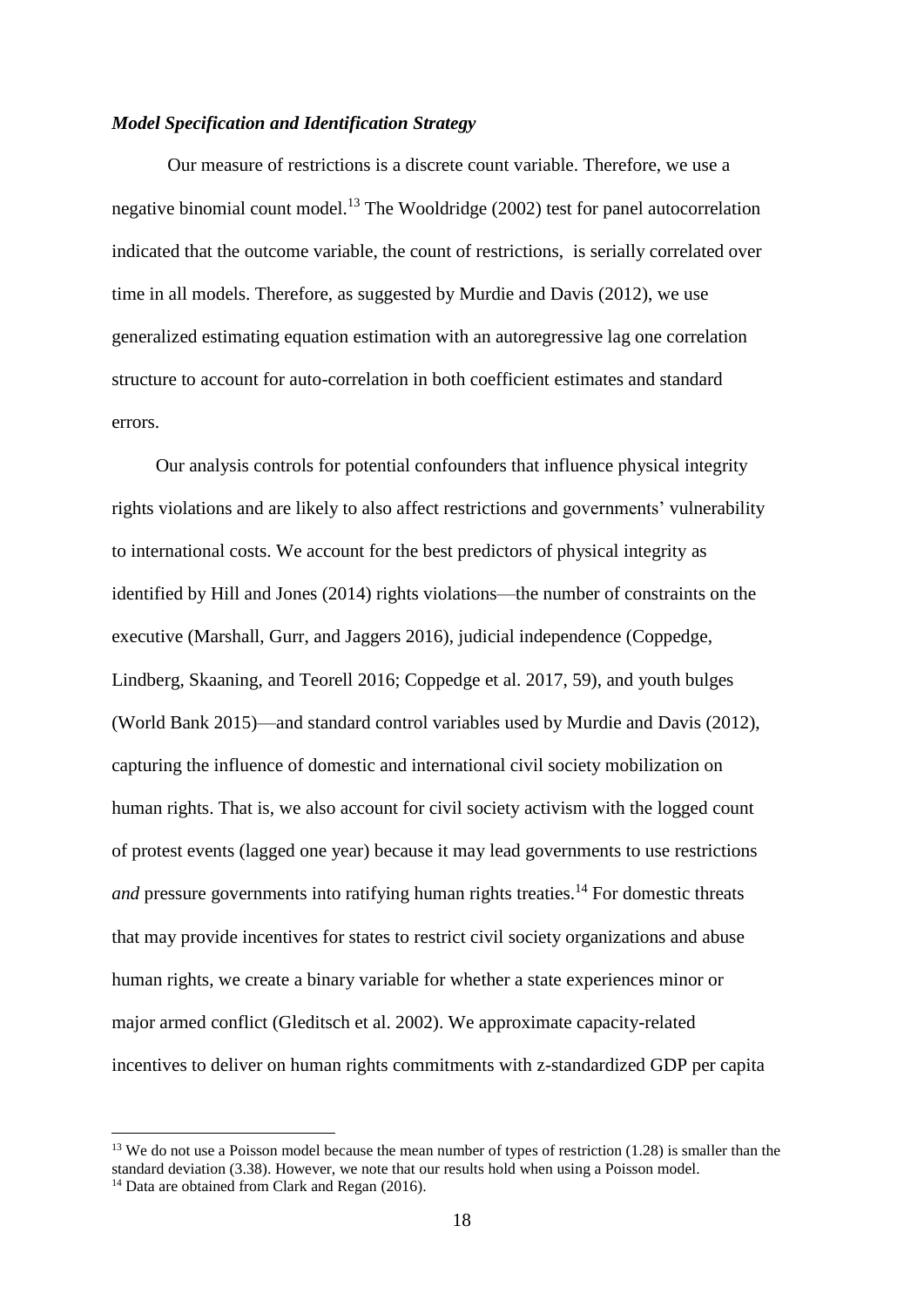### *Model Specification and Identification Strategy*

Our measure of restrictions is a discrete count variable. Therefore, we use a negative binomial count model.[13] The Wooldridge (2002) test for panel autocorrelation indicated that the outcome variable, the count of restrictions, is serially correlated over time in all models. Therefore, as suggested by Murdie and Davis (2012), we use generalized estimating equation estimation with an autoregressive lag one correlation structure to account for auto-correlation in both coefficient estimates and standard errors.

Our analysis controls for potential confounders that influence physical integrity rights violations and are likely to also affect restrictions and governments' vulnerability to international costs. We account for the best predictors of physical integrity as identified by Hill and Jones (2014) rights violations—the number of constraints on the executive (Marshall, Gurr, and Jaggers 2016), judicial independence (Coppedge, Lindberg, Skaaning, and Teorell 2016; Coppedge et al. 2017, 59), and youth bulges (World Bank 2015)—and standard control variables used by Murdie and Davis (2012), capturing the influence of domestic and international civil society mobilization on human rights. That is, we also account for civil society activism with the logged count of protest events (lagged one year) because it may lead governments to use restrictions *and* pressure governments into ratifying human rights treaties.[14] For domestic threats that may provide incentives for states to restrict civil society organizations and abuse human rights, we create a binary variable for whether a state experiences minor or major armed conflict (Gleditsch et al. 2002). We approximate capacity-related incentives to deliver on human rights commitments with z-standardized GDP per capita

[13] We do not use a Poisson model because the mean number of types of restriction (1.28) is smaller than the standard deviation (3.38). However, we note that our results hold when using a Poisson model.

[14] Data are obtained from Clark and Regan (2016).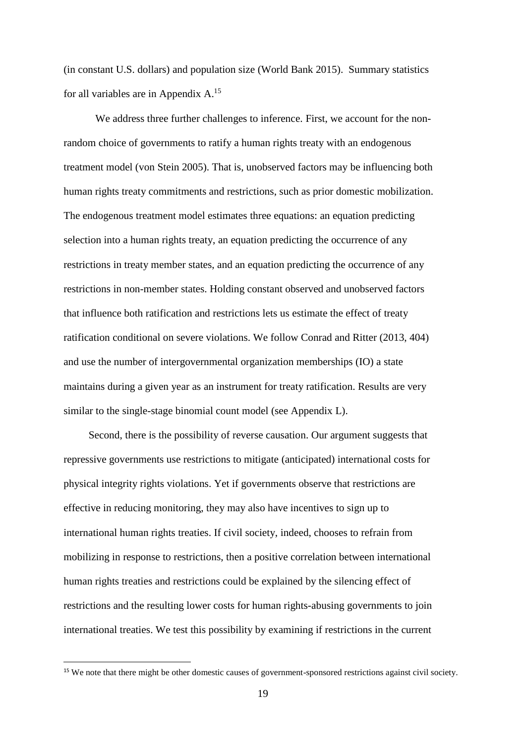(in constant U.S. dollars) and population size (World Bank 2015). Summary statistics for all variables are in Appendix A.[15]

We address three further challenges to inference. First, we account for the non-random choice of governments to ratify a human rights treaty with an endogenous treatment model (von Stein 2005). That is, unobserved factors may be influencing both human rights treaty commitments and restrictions, such as prior domestic mobilization. The endogenous treatment model estimates three equations: an equation predicting selection into a human rights treaty, an equation predicting the occurrence of any restrictions in treaty member states, and an equation predicting the occurrence of any restrictions in non-member states. Holding constant observed and unobserved factors that influence both ratification and restrictions lets us estimate the effect of treaty ratification conditional on severe violations. We follow Conrad and Ritter (2013, 404) and use the number of intergovernmental organization memberships (IO) a state maintains during a given year as an instrument for treaty ratification. Results are very similar to the single-stage binomial count model (see Appendix L).

Second, there is the possibility of reverse causation. Our argument suggests that repressive governments use restrictions to mitigate (anticipated) international costs for physical integrity rights violations. Yet if governments observe that restrictions are effective in reducing monitoring, they may also have incentives to sign up to international human rights treaties. If civil society, indeed, chooses to refrain from mobilizing in response to restrictions, then a positive correlation between international human rights treaties and restrictions could be explained by the silencing effect of restrictions and the resulting lower costs for human rights-abusing governments to join international treaties. We test this possibility by examining if restrictions in the current

[15] We note that there might be other domestic causes of government-sponsored restrictions against civil society.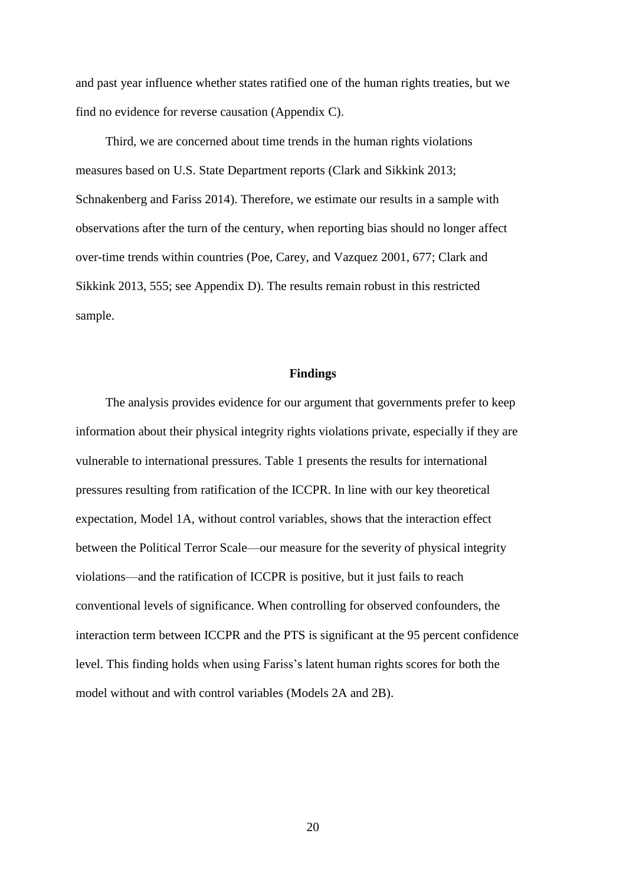and past year influence whether states ratified one of the human rights treaties, but we find no evidence for reverse causation (Appendix C).

Third, we are concerned about time trends in the human rights violations measures based on U.S. State Department reports (Clark and Sikkink 2013; Schnakenberg and Fariss 2014). Therefore, we estimate our results in a sample with observations after the turn of the century, when reporting bias should no longer affect over-time trends within countries (Poe, Carey, and Vazquez 2001, 677; Clark and Sikkink 2013, 555; see Appendix D). The results remain robust in this restricted sample.

## Findings

The analysis provides evidence for our argument that governments prefer to keep information about their physical integrity rights violations private, especially if they are vulnerable to international pressures. Table 1 presents the results for international pressures resulting from ratification of the ICCPR. In line with our key theoretical expectation, Model 1A, without control variables, shows that the interaction effect between the Political Terror Scale—our measure for the severity of physical integrity violations—and the ratification of ICCPR is positive, but it just fails to reach conventional levels of significance. When controlling for observed confounders, the interaction term between ICCPR and the PTS is significant at the 95 percent confidence level. This finding holds when using Fariss's latent human rights scores for both the model without and with control variables (Models 2A and 2B).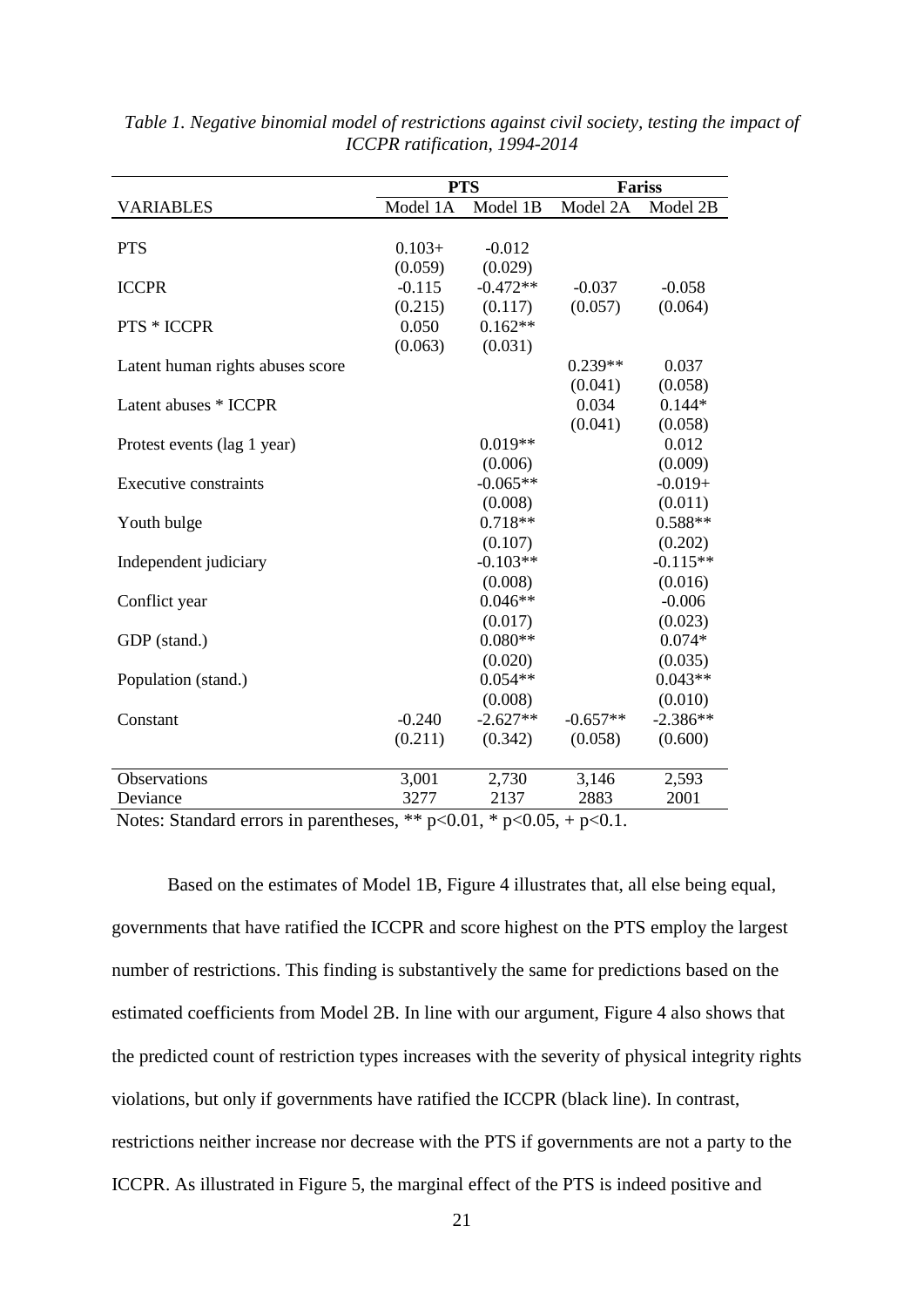*Table 1. Negative binomial model of restrictions against civil society, testing the impact of ICCPR ratification, 1994-2014*

| | PTS | | Fariss | |
|---|---|---|---|---|
| VARIABLES | Model 1A | Model 1B | Model 2A | Model 2B |
| PTS | 0.103+ | -0.012 | | |
| | (0.059) | (0.029) | | |
| ICCPR | -0.115 | -0.472** | -0.037 | -0.058 |
| | (0.215) | (0.117) | (0.057) | (0.064) |
| PTS * ICCPR | 0.050 | 0.162** | | |
| | (0.063) | (0.031) | | |
| Latent human rights abuses score | | | 0.239** | 0.037 |
| | | | (0.041) | (0.058) |
| Latent abuses * ICCPR | | | 0.034 | 0.144* |
| | | | (0.041) | (0.058) |
| Protest events (lag 1 year) | | 0.019** | | 0.012 |
| | | (0.006) | | (0.009) |
| Executive constraints | | -0.065** | | -0.019+ |
| | | (0.008) | | (0.011) |
| Youth bulge | | 0.718** | | 0.588** |
| | | (0.107) | | (0.202) |
| Independent judiciary | | -0.103** | | -0.115** |
| | | (0.008) | | (0.016) |
| Conflict year | | 0.046** | | -0.006 |
| | | (0.017) | | (0.023) |
| GDP (stand.) | | 0.080** | | 0.074* |
| | | (0.020) | | (0.035) |
| Population (stand.) | | 0.054** | | 0.043** |
| | | (0.008) | | (0.010) |
| Constant | -0.240 | -2.627** | -0.657** | -2.386** |
| | (0.211) | (0.342) | (0.058) | (0.600) |
| Observations | 3,001 | 2,730 | 3,146 | 2,593 |
| Deviance | 3277 | 2137 | 2883 | 2001 |

Notes: Standard errors in parentheses, ** $p<0.01$, * $p<0.05$, + $p<0.1$.

Based on the estimates of Model 1B, Figure 4 illustrates that, all else being equal, governments that have ratified the ICCPR and score highest on the PTS employ the largest number of restrictions. This finding is substantively the same for predictions based on the estimated coefficients from Model 2B. In line with our argument, Figure 4 also shows that the predicted count of restriction types increases with the severity of physical integrity rights violations, but only if governments have ratified the ICCPR (black line). In contrast, restrictions neither increase nor decrease with the PTS if governments are not a party to the ICCPR. As illustrated in Figure 5, the marginal effect of the PTS is indeed positive and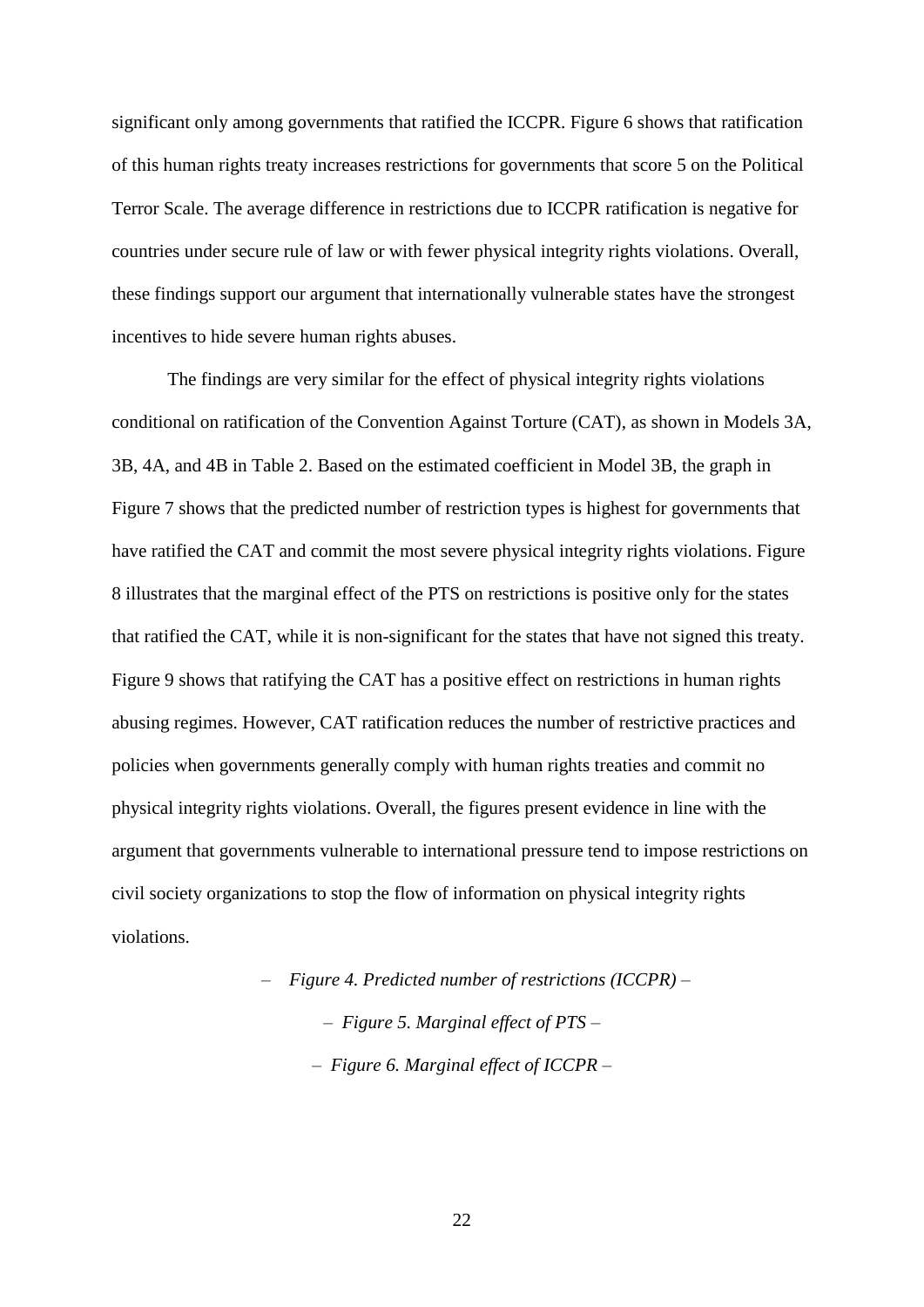significant only among governments that ratified the ICCPR. Figure 6 shows that ratification of this human rights treaty increases restrictions for governments that score 5 on the Political Terror Scale. The average difference in restrictions due to ICCPR ratification is negative for countries under secure rule of law or with fewer physical integrity rights violations. Overall, these findings support our argument that internationally vulnerable states have the strongest incentives to hide severe human rights abuses.

The findings are very similar for the effect of physical integrity rights violations conditional on ratification of the Convention Against Torture (CAT), as shown in Models 3A, 3B, 4A, and 4B in Table 2. Based on the estimated coefficient in Model 3B, the graph in Figure 7 shows that the predicted number of restriction types is highest for governments that have ratified the CAT and commit the most severe physical integrity rights violations. Figure 8 illustrates that the marginal effect of the PTS on restrictions is positive only for the states that ratified the CAT, while it is non-significant for the states that have not signed this treaty. Figure 9 shows that ratifying the CAT has a positive effect on restrictions in human rights abusing regimes. However, CAT ratification reduces the number of restrictive practices and policies when governments generally comply with human rights treaties and commit no physical integrity rights violations. Overall, the figures present evidence in line with the argument that governments vulnerable to international pressure tend to impose restrictions on civil society organizations to stop the flow of information on physical integrity rights violations.

– *Figure 4. Predicted number of restrictions (ICCPR)* –

– *Figure 5. Marginal effect of PTS* –

– *Figure 6. Marginal effect of ICCPR* –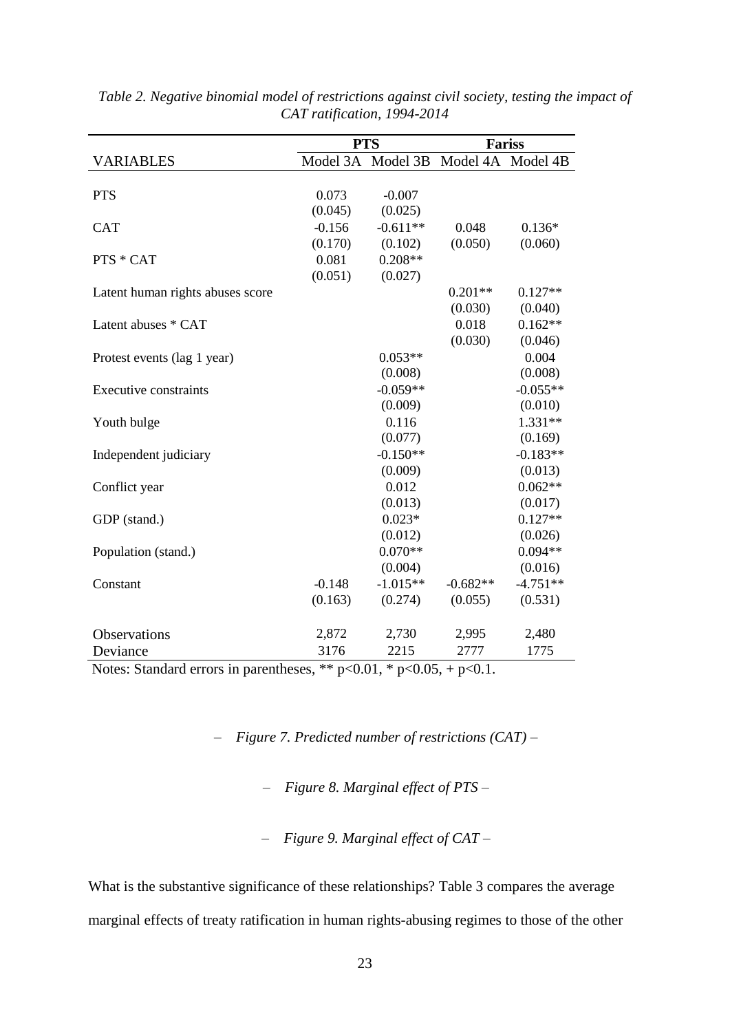*Table 2. Negative binomial model of restrictions against civil society, testing the impact of CAT ratification, 1994-2014*

| | PTS | | Fariss | |
|---|---|---|---|---|
| VARIABLES | Model 3A | Model 3B | Model 4A | Model 4B |
| PTS | 0.073 | -0.007 | | |
| | (0.045) | (0.025) | | |
| CAT | -0.156 | -0.611** | 0.048 | 0.136* |
| | (0.170) | (0.102) | (0.050) | (0.060) |
| PTS * CAT | 0.081 | 0.208** | | |
| | (0.051) | (0.027) | | |
| Latent human rights abuses score | | | 0.201** | 0.127** |
| | | | (0.030) | (0.040) |
| Latent abuses * CAT | | | 0.018 | 0.162** |
| | | | (0.030) | (0.046) |
| Protest events (lag 1 year) | | 0.053** | | 0.004 |
| | | (0.008) | | (0.008) |
| Executive constraints | | -0.059** | | -0.055** |
| | | (0.009) | | (0.010) |
| Youth bulge | | 0.116 | | 1.331** |
| | | (0.077) | | (0.169) |
| Independent judiciary | | -0.150** | | -0.183** |
| | | (0.009) | | (0.013) |
| Conflict year | | 0.012 | | 0.062** |
| | | (0.013) | | (0.017) |
| GDP (stand.) | | 0.023* | | 0.127** |
| | | (0.012) | | (0.026) |
| Population (stand.) | | 0.070** | | 0.094** |
| | | (0.004) | | (0.016) |
| Constant | -0.148 | -1.015** | -0.682** | -4.751** |
| | (0.163) | (0.274) | (0.055) | (0.531) |
| Observations | 2,872 | 2,730 | 2,995 | 2,480 |
| Deviance | 3176 | 2215 | 2777 | 1775 |

Notes: Standard errors in parentheses, ** p<0.01, * p<0.05, + p<0.1.

– *Figure 7. Predicted number of restrictions (CAT)* –

– *Figure 8. Marginal effect of PTS* –

– *Figure 9. Marginal effect of CAT* –

What is the substantive significance of these relationships? Table 3 compares the average marginal effects of treaty ratification in human rights-abusing regimes to those of the other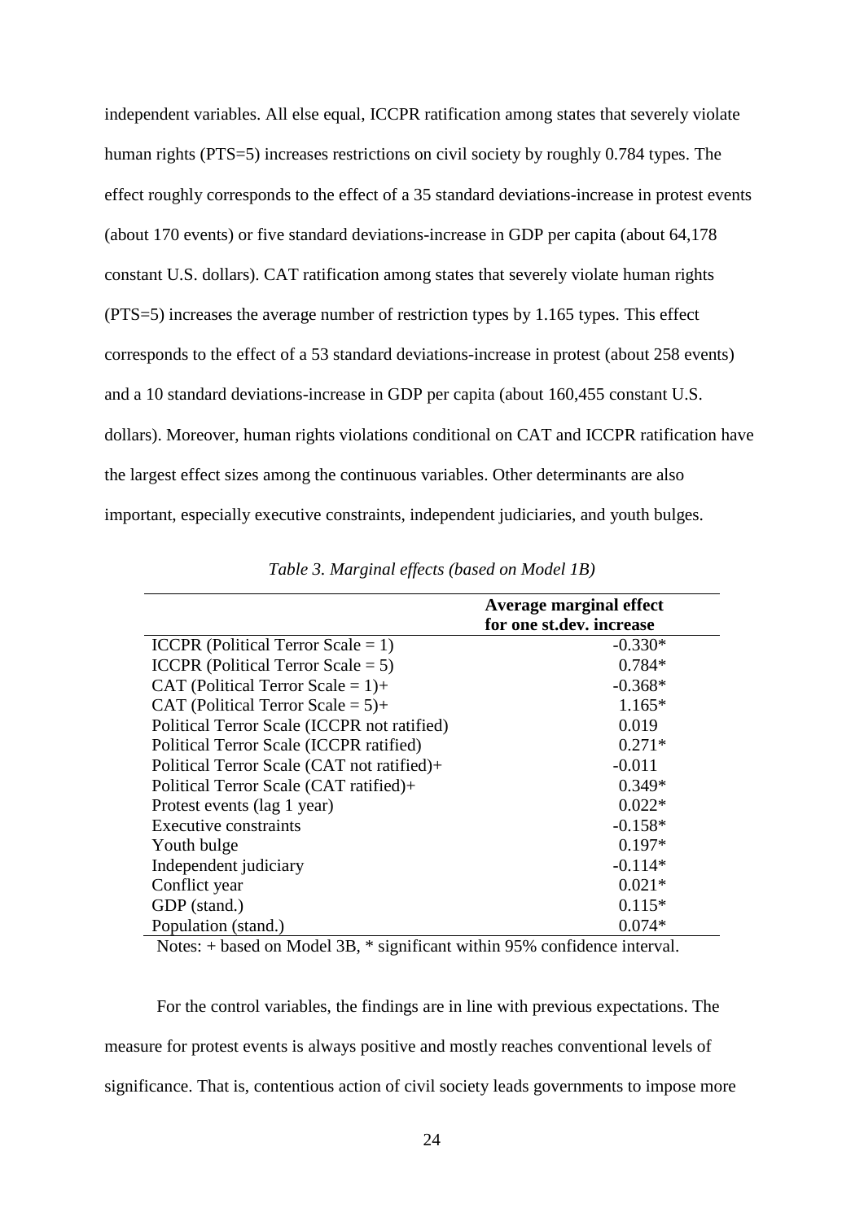independent variables. All else equal, ICCPR ratification among states that severely violate human rights (PTS=5) increases restrictions on civil society by roughly 0.784 types. The effect roughly corresponds to the effect of a 35 standard deviations-increase in protest events (about 170 events) or five standard deviations-increase in GDP per capita (about 64,178 constant U.S. dollars). CAT ratification among states that severely violate human rights (PTS=5) increases the average number of restriction types by 1.165 types. This effect corresponds to the effect of a 53 standard deviations-increase in protest (about 258 events) and a 10 standard deviations-increase in GDP per capita (about 160,455 constant U.S. dollars). Moreover, human rights violations conditional on CAT and ICCPR ratification have the largest effect sizes among the continuous variables. Other determinants are also important, especially executive constraints, independent judiciaries, and youth bulges.

*Table 3. Marginal effects (based on Model 1B)*

| | **Average marginal effect for one st.dev. increase** |
|---|---|
| ICCPR (Political Terror Scale = 1) | -0.330* |
| ICCPR (Political Terror Scale = 5) | 0.784* |
| CAT (Political Terror Scale = 1)+ | -0.368* |
| CAT (Political Terror Scale = 5)+ | 1.165* |
| Political Terror Scale (ICCPR not ratified) | 0.019 |
| Political Terror Scale (ICCPR ratified) | 0.271* |
| Political Terror Scale (CAT not ratified)+ | -0.011 |
| Political Terror Scale (CAT ratified)+ | 0.349* |
| Protest events (lag 1 year) | 0.022* |
| Executive constraints | -0.158* |
| Youth bulge | 0.197* |
| Independent judiciary | -0.114* |
| Conflict year | 0.021* |
| GDP (stand.) | 0.115* |
| Population (stand.) | 0.074* |

Notes: + based on Model 3B, * significant within 95% confidence interval.

For the control variables, the findings are in line with previous expectations. The measure for protest events is always positive and mostly reaches conventional levels of significance. That is, contentious action of civil society leads governments to impose more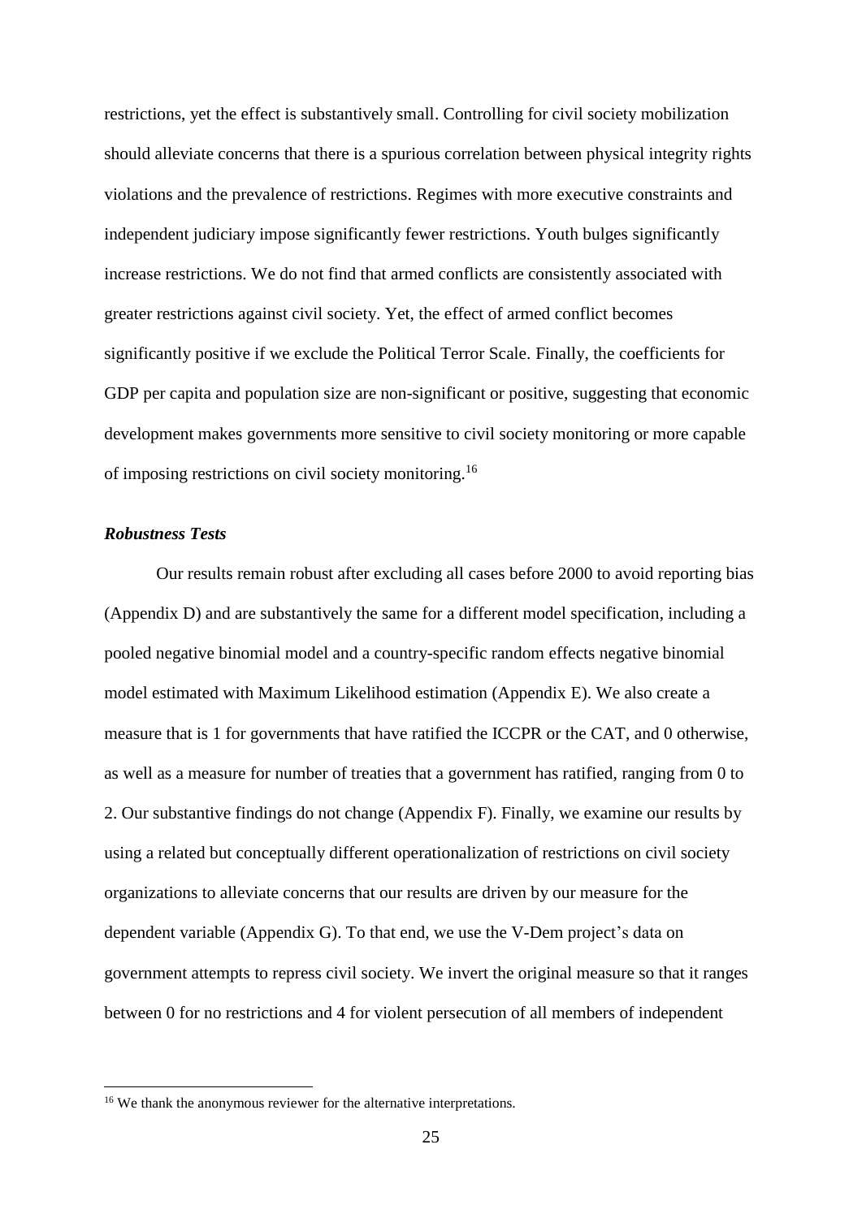restrictions, yet the effect is substantively small. Controlling for civil society mobilization should alleviate concerns that there is a spurious correlation between physical integrity rights violations and the prevalence of restrictions. Regimes with more executive constraints and independent judiciary impose significantly fewer restrictions. Youth bulges significantly increase restrictions. We do not find that armed conflicts are consistently associated with greater restrictions against civil society. Yet, the effect of armed conflict becomes significantly positive if we exclude the Political Terror Scale. Finally, the coefficients for GDP per capita and population size are non-significant or positive, suggesting that economic development makes governments more sensitive to civil society monitoring or more capable of imposing restrictions on civil society monitoring.[16]

### *Robustness Tests*

Our results remain robust after excluding all cases before 2000 to avoid reporting bias (Appendix D) and are substantively the same for a different model specification, including a pooled negative binomial model and a country-specific random effects negative binomial model estimated with Maximum Likelihood estimation (Appendix E). We also create a measure that is 1 for governments that have ratified the ICCPR or the CAT, and 0 otherwise, as well as a measure for number of treaties that a government has ratified, ranging from 0 to 2. Our substantive findings do not change (Appendix F). Finally, we examine our results by using a related but conceptually different operationalization of restrictions on civil society organizations to alleviate concerns that our results are driven by our measure for the dependent variable (Appendix G). To that end, we use the V-Dem project's data on government attempts to repress civil society. We invert the original measure so that it ranges between 0 for no restrictions and 4 for violent persecution of all members of independent

[16] We thank the anonymous reviewer for the alternative interpretations.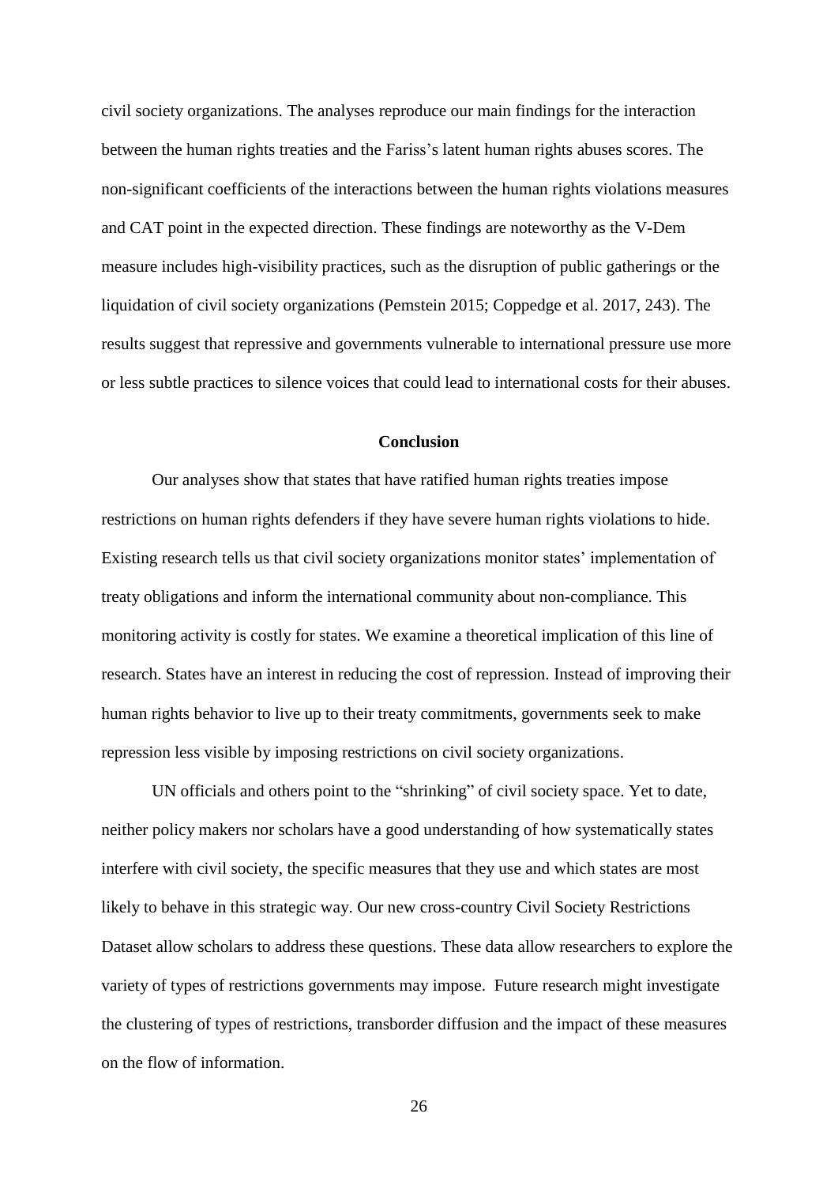civil society organizations. The analyses reproduce our main findings for the interaction between the human rights treaties and the Fariss's latent human rights abuses scores. The non-significant coefficients of the interactions between the human rights violations measures and CAT point in the expected direction. These findings are noteworthy as the V-Dem measure includes high-visibility practices, such as the disruption of public gatherings or the liquidation of civil society organizations (Pemstein 2015; Coppedge et al. 2017, 243). The results suggest that repressive and governments vulnerable to international pressure use more or less subtle practices to silence voices that could lead to international costs for their abuses.

## Conclusion

Our analyses show that states that have ratified human rights treaties impose restrictions on human rights defenders if they have severe human rights violations to hide. Existing research tells us that civil society organizations monitor states' implementation of treaty obligations and inform the international community about non-compliance. This monitoring activity is costly for states. We examine a theoretical implication of this line of research. States have an interest in reducing the cost of repression. Instead of improving their human rights behavior to live up to their treaty commitments, governments seek to make repression less visible by imposing restrictions on civil society organizations.

UN officials and others point to the "shrinking" of civil society space. Yet to date, neither policy makers nor scholars have a good understanding of how systematically states interfere with civil society, the specific measures that they use and which states are most likely to behave in this strategic way. Our new cross-country Civil Society Restrictions Dataset allow scholars to address these questions. These data allow researchers to explore the variety of types of restrictions governments may impose. Future research might investigate the clustering of types of restrictions, transborder diffusion and the impact of these measures on the flow of information.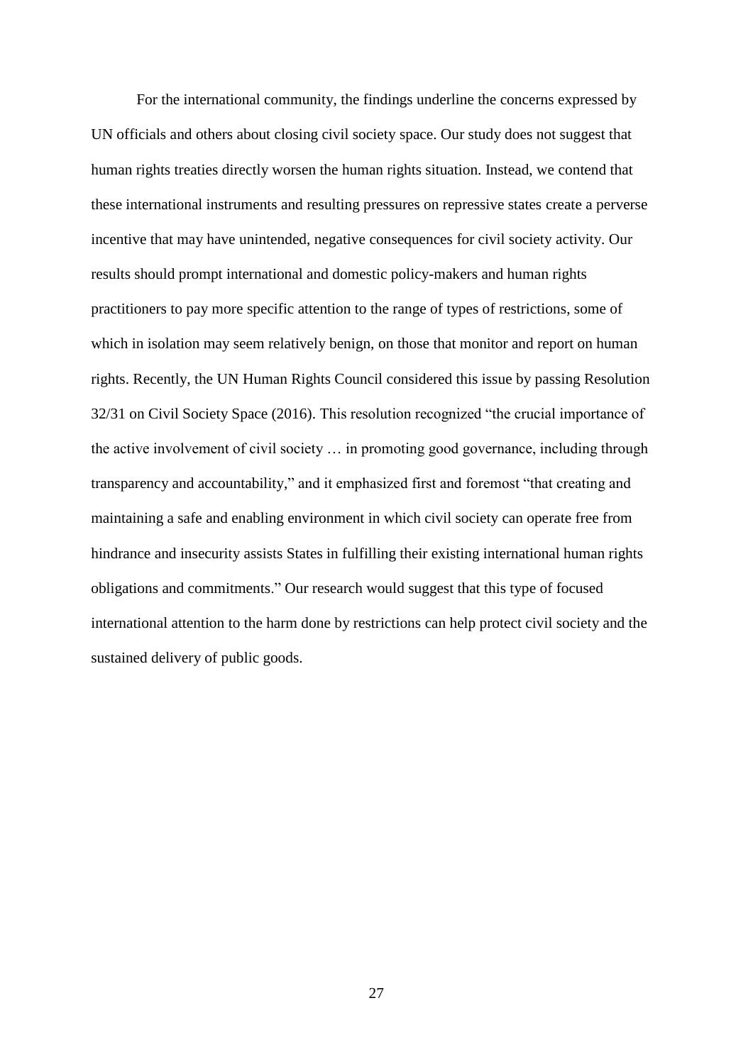For the international community, the findings underline the concerns expressed by UN officials and others about closing civil society space. Our study does not suggest that human rights treaties directly worsen the human rights situation. Instead, we contend that these international instruments and resulting pressures on repressive states create a perverse incentive that may have unintended, negative consequences for civil society activity. Our results should prompt international and domestic policy-makers and human rights practitioners to pay more specific attention to the range of types of restrictions, some of which in isolation may seem relatively benign, on those that monitor and report on human rights. Recently, the UN Human Rights Council considered this issue by passing Resolution 32/31 on Civil Society Space (2016). This resolution recognized "the crucial importance of the active involvement of civil society … in promoting good governance, including through transparency and accountability," and it emphasized first and foremost "that creating and maintaining a safe and enabling environment in which civil society can operate free from hindrance and insecurity assists States in fulfilling their existing international human rights obligations and commitments." Our research would suggest that this type of focused international attention to the harm done by restrictions can help protect civil society and the sustained delivery of public goods.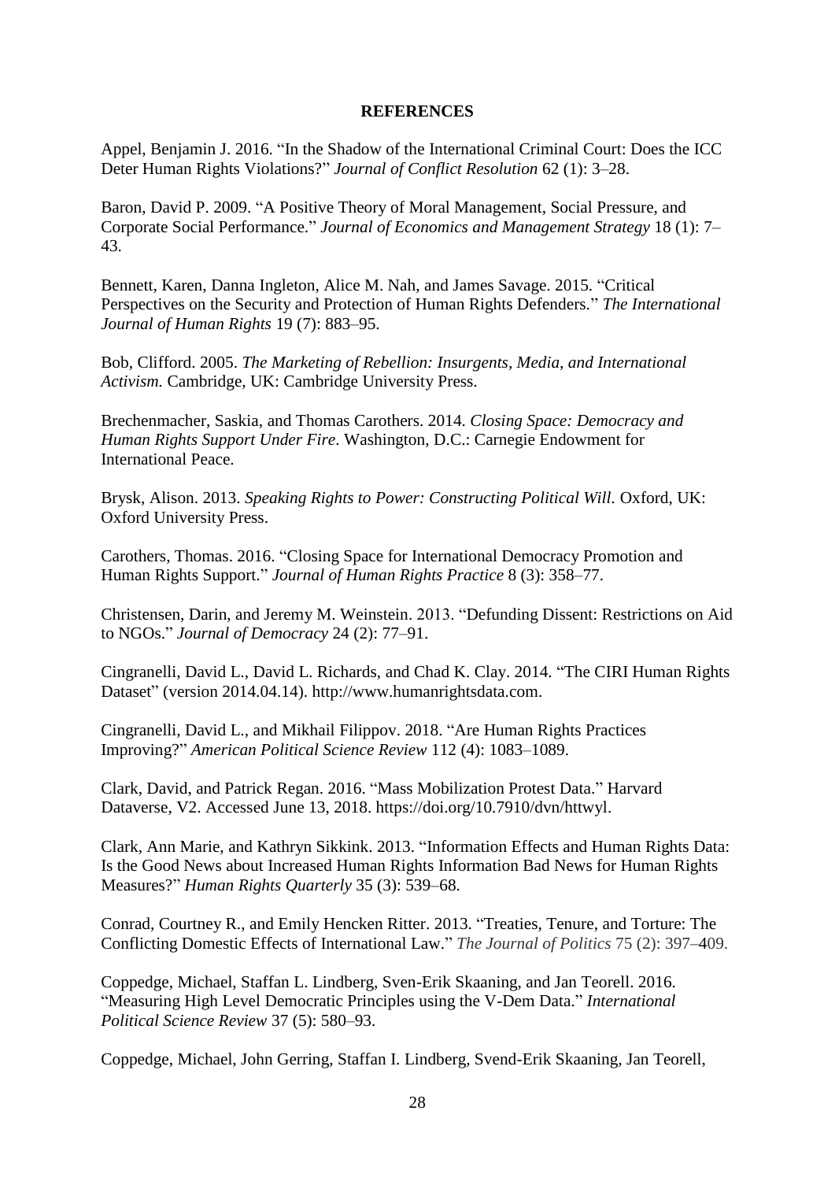**REFERENCES**

Appel, Benjamin J. 2016. "In the Shadow of the International Criminal Court: Does the ICC Deter Human Rights Violations?" *Journal of Conflict Resolution* 62 (1): 3–28.

Baron, David P. 2009. "A Positive Theory of Moral Management, Social Pressure, and Corporate Social Performance." *Journal of Economics and Management Strategy* 18 (1): 7–43.

Bennett, Karen, Danna Ingleton, Alice M. Nah, and James Savage. 2015. "Critical Perspectives on the Security and Protection of Human Rights Defenders." *The International Journal of Human Rights* 19 (7): 883–95.

Bob, Clifford. 2005. *The Marketing of Rebellion: Insurgents, Media, and International Activism.* Cambridge, UK: Cambridge University Press.

Brechenmacher, Saskia, and Thomas Carothers. 2014. *Closing Space: Democracy and Human Rights Support Under Fire*. Washington, D.C.: Carnegie Endowment for International Peace.

Brysk, Alison. 2013. *Speaking Rights to Power: Constructing Political Will.* Oxford, UK: Oxford University Press.

Carothers, Thomas. 2016. "Closing Space for International Democracy Promotion and Human Rights Support." *Journal of Human Rights Practice* 8 (3): 358–77.

Christensen, Darin, and Jeremy M. Weinstein. 2013. "Defunding Dissent: Restrictions on Aid to NGOs." *Journal of Democracy* 24 (2): 77–91.

Cingranelli, David L., David L. Richards, and Chad K. Clay. 2014. "The CIRI Human Rights Dataset" (version 2014.04.14). http://www.humanrightsdata.com.

Cingranelli, David L., and Mikhail Filippov. 2018. "Are Human Rights Practices Improving?" *American Political Science Review* 112 (4): 1083–1089.

Clark, David, and Patrick Regan. 2016. "Mass Mobilization Protest Data." Harvard Dataverse, V2. Accessed June 13, 2018. https://doi.org/10.7910/dvn/httwyl.

Clark, Ann Marie, and Kathryn Sikkink. 2013. "Information Effects and Human Rights Data: Is the Good News about Increased Human Rights Information Bad News for Human Rights Measures?" *Human Rights Quarterly* 35 (3): 539–68.

Conrad, Courtney R., and Emily Hencken Ritter. 2013. "Treaties, Tenure, and Torture: The Conflicting Domestic Effects of International Law." *The Journal of Politics* 75 (2): 397–409.

Coppedge, Michael, Staffan L. Lindberg, Sven-Erik Skaaning, and Jan Teorell. 2016. "Measuring High Level Democratic Principles using the V-Dem Data." *International Political Science Review* 37 (5): 580–93.

Coppedge, Michael, John Gerring, Staffan I. Lindberg, Svend-Erik Skaaning, Jan Teorell,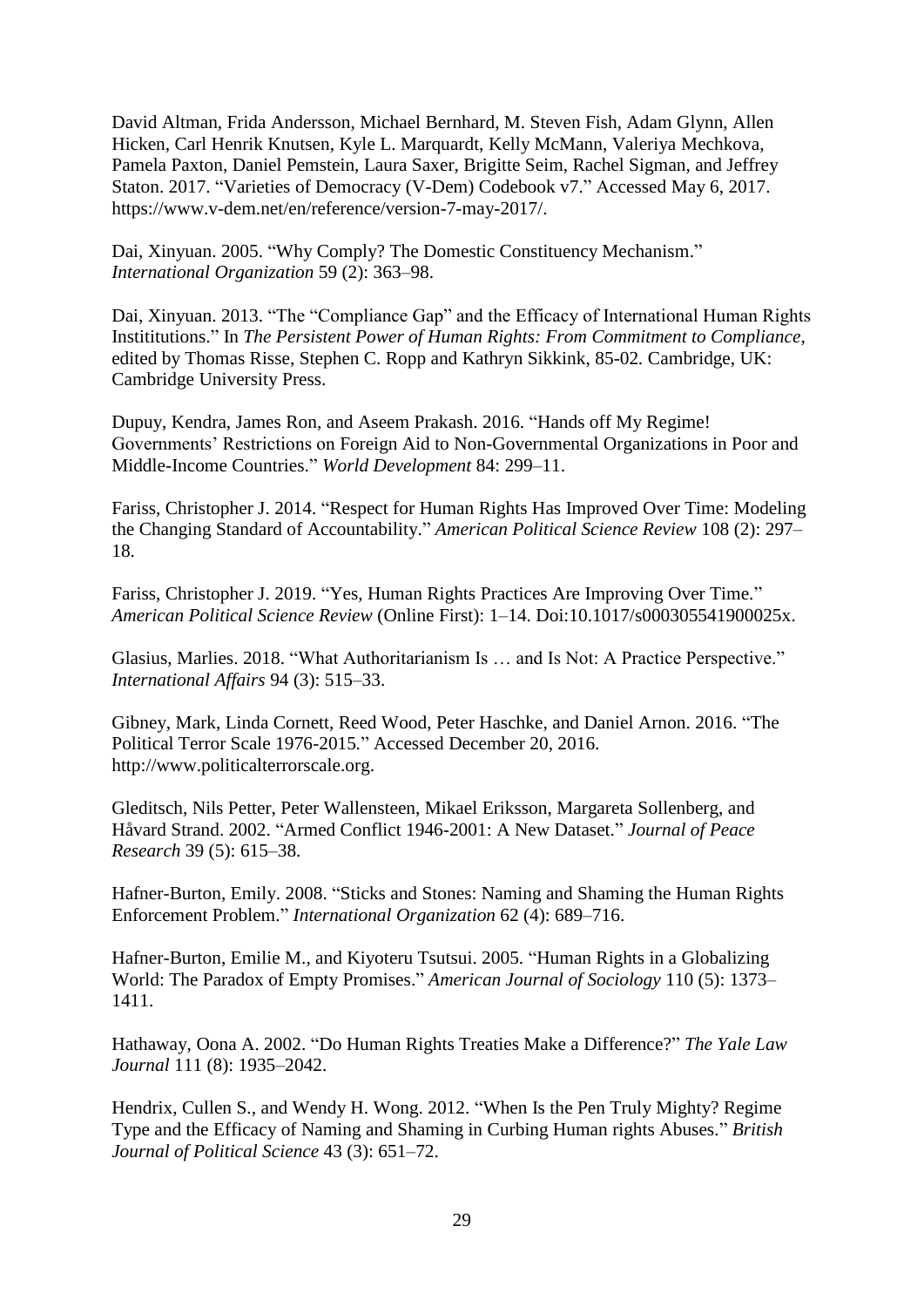David Altman, Frida Andersson, Michael Bernhard, M. Steven Fish, Adam Glynn, Allen Hicken, Carl Henrik Knutsen, Kyle L. Marquardt, Kelly McMann, Valeriya Mechkova, Pamela Paxton, Daniel Pemstein, Laura Saxer, Brigitte Seim, Rachel Sigman, and Jeffrey Staton. 2017. "Varieties of Democracy (V-Dem) Codebook v7." Accessed May 6, 2017. https://www.v-dem.net/en/reference/version-7-may-2017/.

Dai, Xinyuan. 2005. "Why Comply? The Domestic Constituency Mechanism." *International Organization* 59 (2): 363–98.

Dai, Xinyuan. 2013. "The "Compliance Gap" and the Efficacy of International Human Rights Instititutions." In *The Persistent Power of Human Rights: From Commitment to Compliance*, edited by Thomas Risse, Stephen C. Ropp and Kathryn Sikkink, 85-02. Cambridge, UK: Cambridge University Press.

Dupuy, Kendra, James Ron, and Aseem Prakash. 2016. "Hands off My Regime! Governments' Restrictions on Foreign Aid to Non-Governmental Organizations in Poor and Middle-Income Countries." *World Development* 84: 299–11.

Fariss, Christopher J. 2014. "Respect for Human Rights Has Improved Over Time: Modeling the Changing Standard of Accountability." *American Political Science Review* 108 (2): 297–18.

Fariss, Christopher J. 2019. "Yes, Human Rights Practices Are Improving Over Time." *American Political Science Review* (Online First): 1–14. Doi:10.1017/s000305541900025x.

Glasius, Marlies. 2018. "What Authoritarianism Is … and Is Not: A Practice Perspective." *International Affairs* 94 (3): 515–33.

Gibney, Mark, Linda Cornett, Reed Wood, Peter Haschke, and Daniel Arnon. 2016. "The Political Terror Scale 1976-2015." Accessed December 20, 2016. http://www.politicalterrorscale.org.

Gleditsch, Nils Petter, Peter Wallensteen, Mikael Eriksson, Margareta Sollenberg, and Håvard Strand. 2002. "Armed Conflict 1946-2001: A New Dataset." *Journal of Peace Research* 39 (5): 615–38.

Hafner-Burton, Emily. 2008. "Sticks and Stones: Naming and Shaming the Human Rights Enforcement Problem." *International Organization* 62 (4): 689–716.

Hafner-Burton, Emilie M., and Kiyoteru Tsutsui. 2005. "Human Rights in a Globalizing World: The Paradox of Empty Promises." *American Journal of Sociology* 110 (5): 1373–1411.

Hathaway, Oona A. 2002. "Do Human Rights Treaties Make a Difference?" *The Yale Law Journal* 111 (8): 1935–2042.

Hendrix, Cullen S., and Wendy H. Wong. 2012. "When Is the Pen Truly Mighty? Regime Type and the Efficacy of Naming and Shaming in Curbing Human rights Abuses." *British Journal of Political Science* 43 (3): 651–72.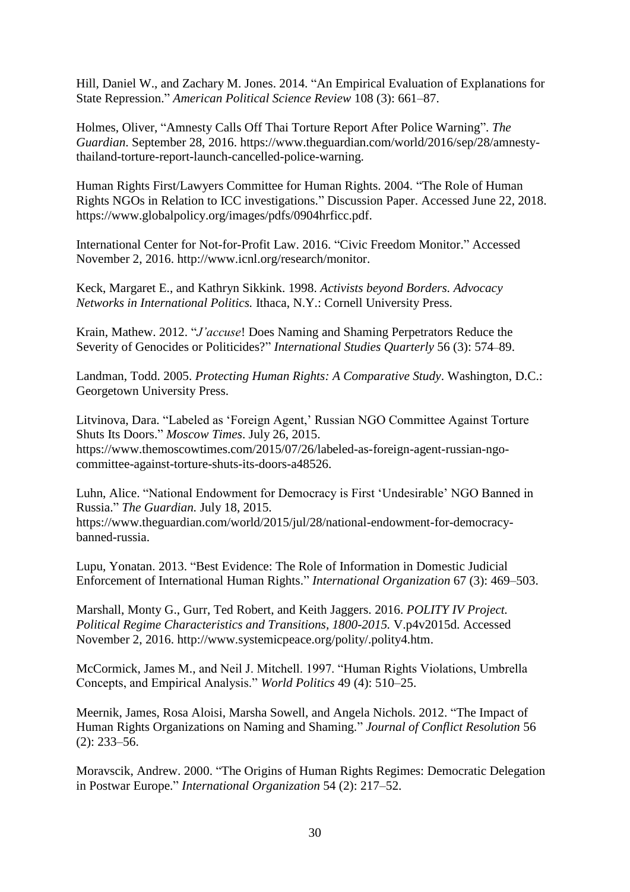Hill, Daniel W., and Zachary M. Jones. 2014. "An Empirical Evaluation of Explanations for State Repression." *American Political Science Review* 108 (3): 661–87.

Holmes, Oliver, "Amnesty Calls Off Thai Torture Report After Police Warning". *The Guardian*. September 28, 2016. https://www.theguardian.com/world/2016/sep/28/amnesty-thailand-torture-report-launch-cancelled-police-warning.

Human Rights First/Lawyers Committee for Human Rights. 2004. "The Role of Human Rights NGOs in Relation to ICC investigations." Discussion Paper. Accessed June 22, 2018. https://www.globalpolicy.org/images/pdfs/0904hrficc.pdf.

International Center for Not-for-Profit Law. 2016. "Civic Freedom Monitor." Accessed November 2, 2016. http://www.icnl.org/research/monitor.

Keck, Margaret E., and Kathryn Sikkink. 1998. *Activists beyond Borders. Advocacy Networks in International Politics.* Ithaca, N.Y.: Cornell University Press.

Krain, Mathew. 2012. "*J'accuse*! Does Naming and Shaming Perpetrators Reduce the Severity of Genocides or Politicides?" *International Studies Quarterly* 56 (3): 574–89.

Landman, Todd. 2005. *Protecting Human Rights: A Comparative Study*. Washington, D.C.: Georgetown University Press.

Litvinova, Dara. "Labeled as 'Foreign Agent,' Russian NGO Committee Against Torture Shuts Its Doors." *Moscow Times*. July 26, 2015. https://www.themoscowtimes.com/2015/07/26/labeled-as-foreign-agent-russian-ngo-committee-against-torture-shuts-its-doors-a48526.

Luhn, Alice. "National Endowment for Democracy is First 'Undesirable' NGO Banned in Russia." *The Guardian.* July 18, 2015. https://www.theguardian.com/world/2015/jul/28/national-endowment-for-democracy-banned-russia.

Lupu, Yonatan. 2013. "Best Evidence: The Role of Information in Domestic Judicial Enforcement of International Human Rights." *International Organization* 67 (3): 469–503.

Marshall, Monty G., Gurr, Ted Robert, and Keith Jaggers. 2016. *POLITY IV Project. Political Regime Characteristics and Transitions, 1800-2015.* V.p4v2015d. Accessed November 2, 2016. http://www.systemicpeace.org/polity/.polity4.htm.

McCormick, James M., and Neil J. Mitchell. 1997. "Human Rights Violations, Umbrella Concepts, and Empirical Analysis." *World Politics* 49 (4): 510–25.

Meernik, James, Rosa Aloisi, Marsha Sowell, and Angela Nichols. 2012. "The Impact of Human Rights Organizations on Naming and Shaming." *Journal of Conflict Resolution* 56 (2): 233–56.

Moravscik, Andrew. 2000. "The Origins of Human Rights Regimes: Democratic Delegation in Postwar Europe." *International Organization* 54 (2): 217–52.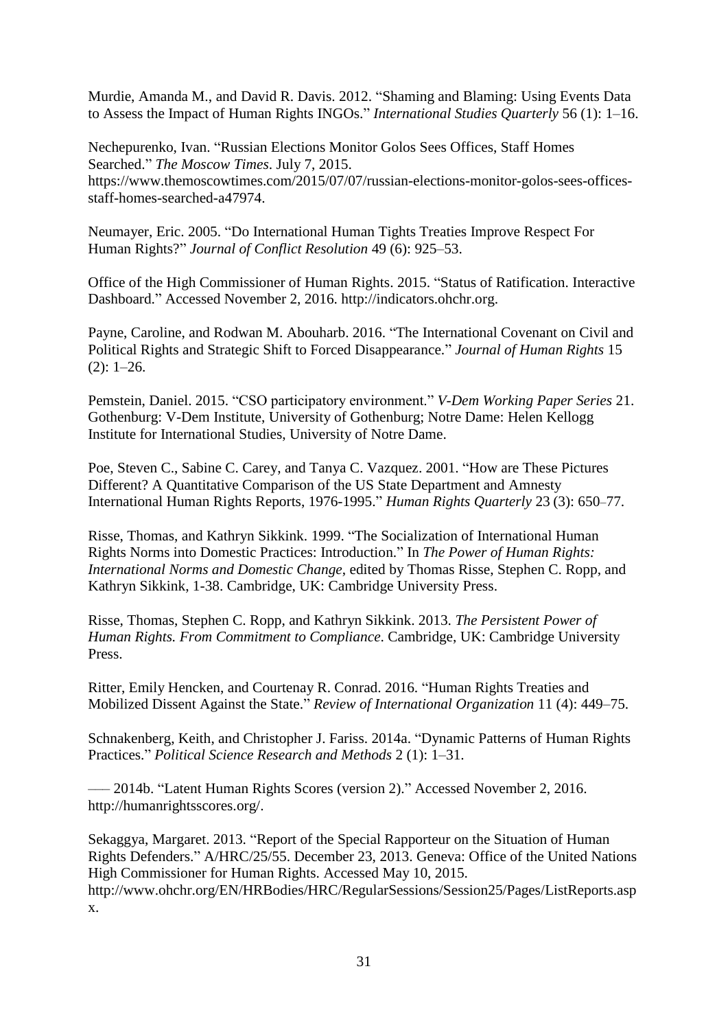Murdie, Amanda M., and David R. Davis. 2012. "Shaming and Blaming: Using Events Data to Assess the Impact of Human Rights INGOs." *International Studies Quarterly* 56 (1): 1–16.

Nechepurenko, Ivan. "Russian Elections Monitor Golos Sees Offices, Staff Homes Searched." *The Moscow Times*. July 7, 2015. https://www.themoscowtimes.com/2015/07/07/russian-elections-monitor-golos-sees-offices-staff-homes-searched-a47974.

Neumayer, Eric. 2005. "Do International Human Tights Treaties Improve Respect For Human Rights?" *Journal of Conflict Resolution* 49 (6): 925–53.

Office of the High Commissioner of Human Rights. 2015. "Status of Ratification. Interactive Dashboard." Accessed November 2, 2016. http://indicators.ohchr.org.

Payne, Caroline, and Rodwan M. Abouharb. 2016. "The International Covenant on Civil and Political Rights and Strategic Shift to Forced Disappearance." *Journal of Human Rights* 15 (2): 1–26.

Pemstein, Daniel. 2015. "CSO participatory environment." *V-Dem Working Paper Series* 21. Gothenburg: V-Dem Institute, University of Gothenburg; Notre Dame: Helen Kellogg Institute for International Studies, University of Notre Dame.

Poe, Steven C., Sabine C. Carey, and Tanya C. Vazquez. 2001. "How are These Pictures Different? A Quantitative Comparison of the US State Department and Amnesty International Human Rights Reports, 1976-1995." *Human Rights Quarterly* 23 (3): 650–77.

Risse, Thomas, and Kathryn Sikkink. 1999. "The Socialization of International Human Rights Norms into Domestic Practices: Introduction." In *The Power of Human Rights: International Norms and Domestic Change*, edited by Thomas Risse, Stephen C. Ropp, and Kathryn Sikkink, 1-38. Cambridge, UK: Cambridge University Press.

Risse, Thomas, Stephen C. Ropp, and Kathryn Sikkink. 2013. *The Persistent Power of Human Rights. From Commitment to Compliance*. Cambridge, UK: Cambridge University Press.

Ritter, Emily Hencken, and Courtenay R. Conrad. 2016. "Human Rights Treaties and Mobilized Dissent Against the State." *Review of International Organization* 11 (4): 449–75.

Schnakenberg, Keith, and Christopher J. Fariss. 2014a. "Dynamic Patterns of Human Rights Practices." *Political Science Research and Methods* 2 (1): 1–31.

––– 2014b. "Latent Human Rights Scores (version 2)." Accessed November 2, 2016. http://humanrightsscores.org/.

Sekaggya, Margaret. 2013. "Report of the Special Rapporteur on the Situation of Human Rights Defenders." A/HRC/25/55. December 23, 2013. Geneva: Office of the United Nations High Commissioner for Human Rights. Accessed May 10, 2015. http://www.ohchr.org/EN/HRBodies/HRC/RegularSessions/Session25/Pages/ListReports.aspx.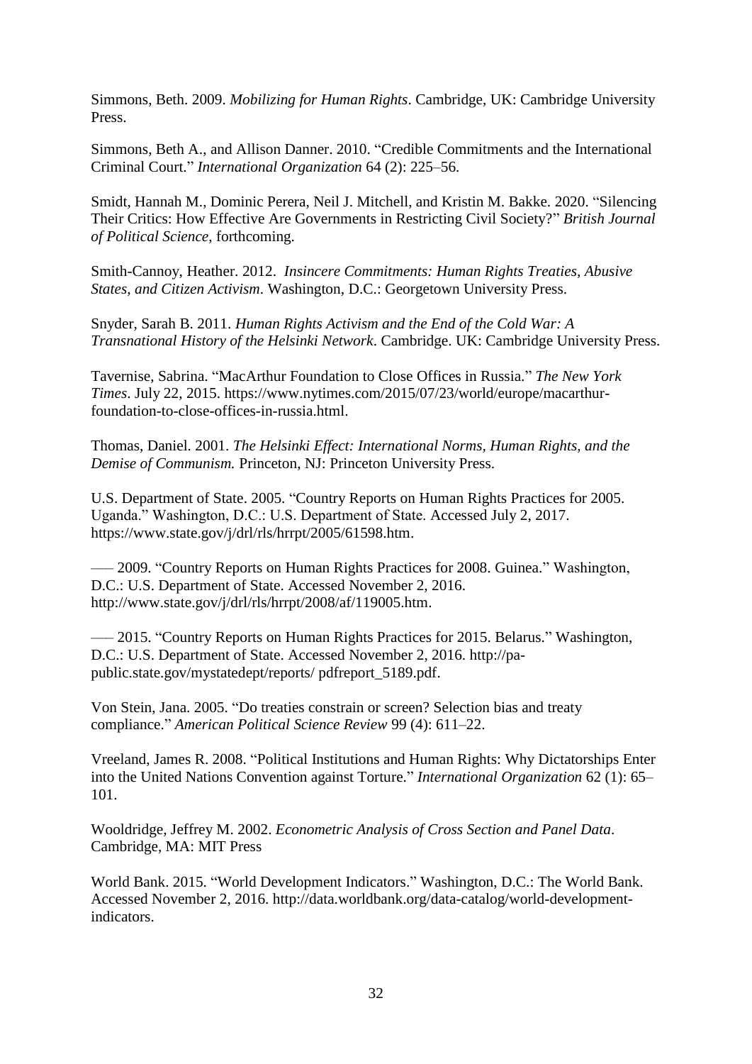Simmons, Beth. 2009. *Mobilizing for Human Rights*. Cambridge, UK: Cambridge University Press.

Simmons, Beth A., and Allison Danner. 2010. "Credible Commitments and the International Criminal Court." *International Organization* 64 (2): 225–56.

Smidt, Hannah M., Dominic Perera, Neil J. Mitchell, and Kristin M. Bakke. 2020. "Silencing Their Critics: How Effective Are Governments in Restricting Civil Society?" *British Journal of Political Science*, forthcoming.

Smith-Cannoy, Heather. 2012. *Insincere Commitments: Human Rights Treaties, Abusive States, and Citizen Activism*. Washington, D.C.: Georgetown University Press.

Snyder, Sarah B. 2011. *Human Rights Activism and the End of the Cold War: A Transnational History of the Helsinki Network*. Cambridge. UK: Cambridge University Press.

Tavernise, Sabrina. "MacArthur Foundation to Close Offices in Russia." *The New York Times*. July 22, 2015. https://www.nytimes.com/2015/07/23/world/europe/macarthur-foundation-to-close-offices-in-russia.html.

Thomas, Daniel. 2001. *The Helsinki Effect: International Norms, Human Rights, and the Demise of Communism.* Princeton, NJ: Princeton University Press.

U.S. Department of State. 2005. "Country Reports on Human Rights Practices for 2005. Uganda." Washington, D.C.: U.S. Department of State. Accessed July 2, 2017. https://www.state.gov/j/drl/rls/hrrpt/2005/61598.htm.

––– 2009. "Country Reports on Human Rights Practices for 2008. Guinea." Washington, D.C.: U.S. Department of State. Accessed November 2, 2016. http://www.state.gov/j/drl/rls/hrrpt/2008/af/119005.htm.

––– 2015. "Country Reports on Human Rights Practices for 2015. Belarus." Washington, D.C.: U.S. Department of State. Accessed November 2, 2016. http://pa-public.state.gov/mystatedept/reports/ pdfreport_5189.pdf.

Von Stein, Jana. 2005. "Do treaties constrain or screen? Selection bias and treaty compliance." *American Political Science Review* 99 (4): 611–22.

Vreeland, James R. 2008. "Political Institutions and Human Rights: Why Dictatorships Enter into the United Nations Convention against Torture." *International Organization* 62 (1): 65–101.

Wooldridge, Jeffrey M. 2002. *Econometric Analysis of Cross Section and Panel Data*. Cambridge, MA: MIT Press

World Bank. 2015. "World Development Indicators." Washington, D.C.: The World Bank. Accessed November 2, 2016. http://data.worldbank.org/data-catalog/world-development-indicators.